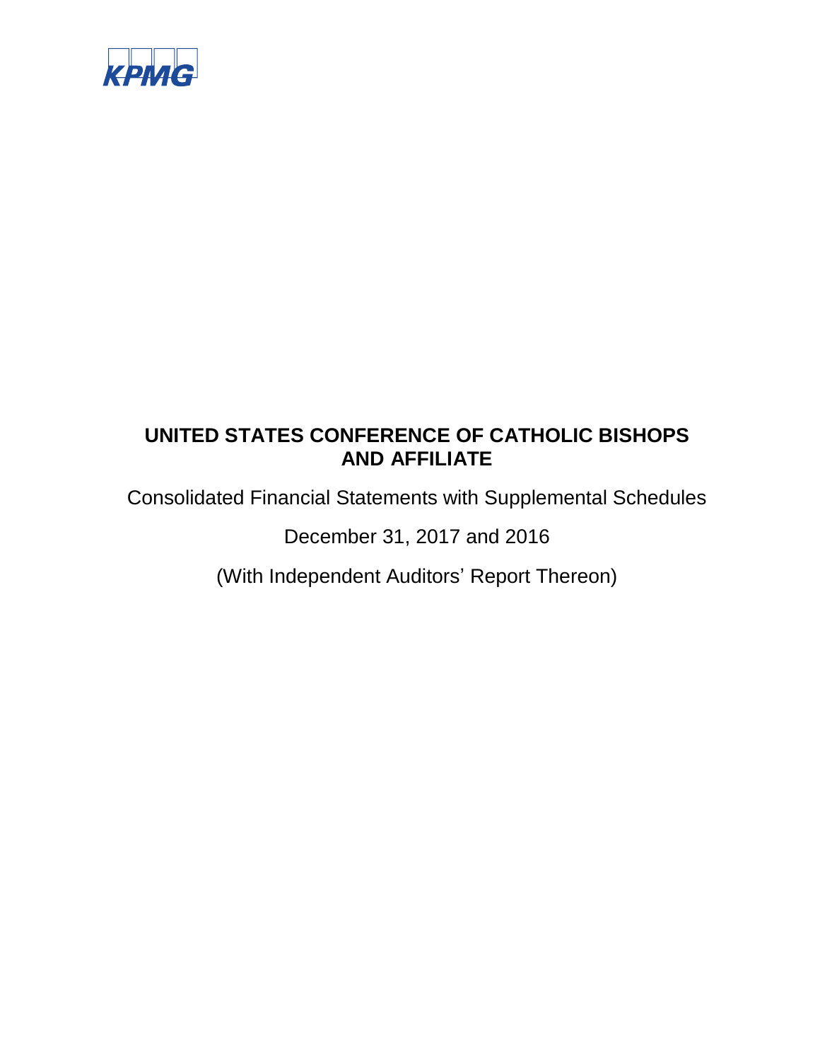KPMG

# UNITED STATES CONFERENCE OF CATHOLIC BISHOPS AND AFFILIATE

Consolidated Financial Statements with Supplemental Schedules

December 31, 2017 and 2016

(With Independent Auditors' Report Thereon)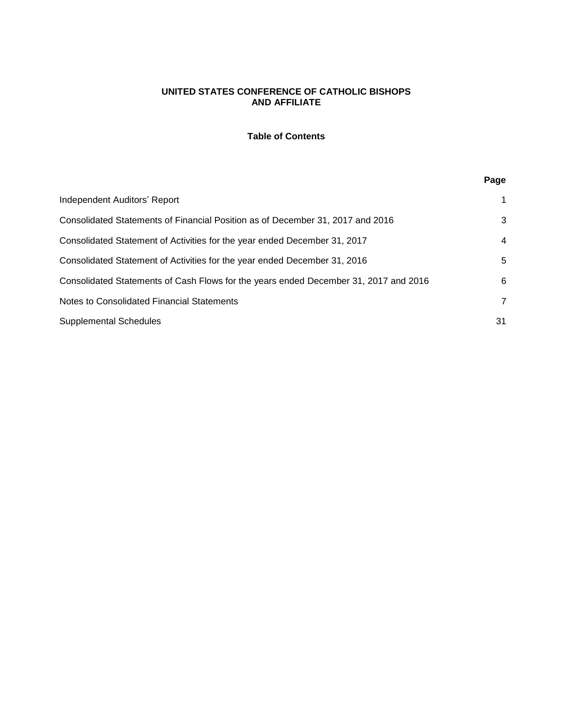**UNITED STATES CONFERENCE OF CATHOLIC BISHOPS**
**AND AFFILIATE**

**Table of Contents**

| | **Page** |
|---|---|
| Independent Auditors' Report | 1 |
| Consolidated Statements of Financial Position as of December 31, 2017 and 2016 | 3 |
| Consolidated Statement of Activities for the year ended December 31, 2017 | 4 |
| Consolidated Statement of Activities for the year ended December 31, 2016 | 5 |
| Consolidated Statements of Cash Flows for the years ended December 31, 2017 and 2016 | 6 |
| Notes to Consolidated Financial Statements | 7 |
| Supplemental Schedules | 31 |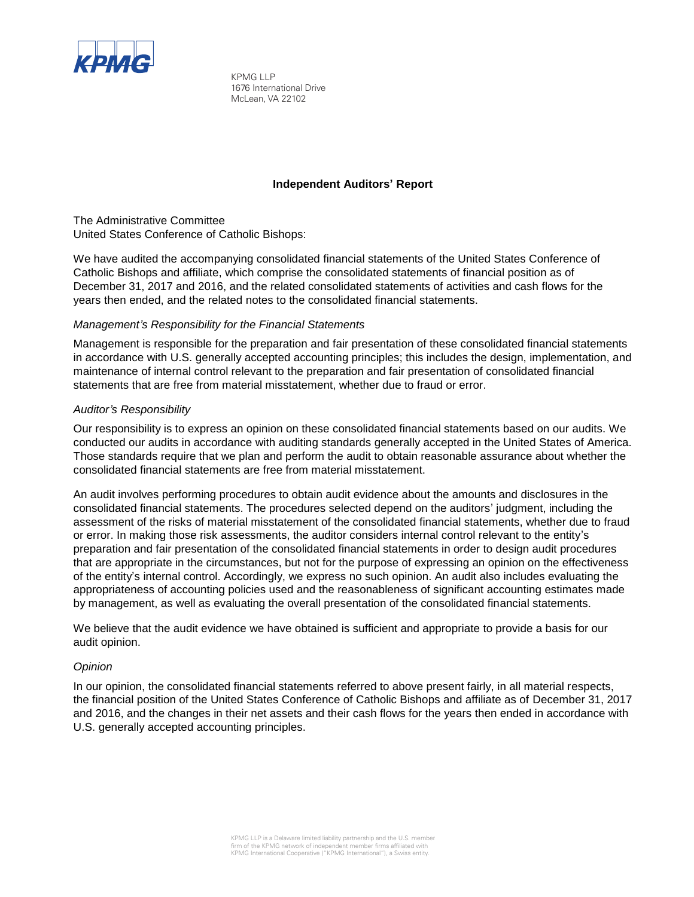KPMG LLP
1676 International Drive
McLean, VA 22102

## Independent Auditors' Report

The Administrative Committee
United States Conference of Catholic Bishops:

We have audited the accompanying consolidated financial statements of the United States Conference of Catholic Bishops and affiliate, which comprise the consolidated statements of financial position as of December 31, 2017 and 2016, and the related consolidated statements of activities and cash flows for the years then ended, and the related notes to the consolidated financial statements.

### *Management's Responsibility for the Financial Statements*

Management is responsible for the preparation and fair presentation of these consolidated financial statements in accordance with U.S. generally accepted accounting principles; this includes the design, implementation, and maintenance of internal control relevant to the preparation and fair presentation of consolidated financial statements that are free from material misstatement, whether due to fraud or error.

### *Auditor's Responsibility*

Our responsibility is to express an opinion on these consolidated financial statements based on our audits. We conducted our audits in accordance with auditing standards generally accepted in the United States of America. Those standards require that we plan and perform the audit to obtain reasonable assurance about whether the consolidated financial statements are free from material misstatement.

An audit involves performing procedures to obtain audit evidence about the amounts and disclosures in the consolidated financial statements. The procedures selected depend on the auditors' judgment, including the assessment of the risks of material misstatement of the consolidated financial statements, whether due to fraud or error. In making those risk assessments, the auditor considers internal control relevant to the entity's preparation and fair presentation of the consolidated financial statements in order to design audit procedures that are appropriate in the circumstances, but not for the purpose of expressing an opinion on the effectiveness of the entity's internal control. Accordingly, we express no such opinion. An audit also includes evaluating the appropriateness of accounting policies used and the reasonableness of significant accounting estimates made by management, as well as evaluating the overall presentation of the consolidated financial statements.

We believe that the audit evidence we have obtained is sufficient and appropriate to provide a basis for our audit opinion.

### *Opinion*

In our opinion, the consolidated financial statements referred to above present fairly, in all material respects, the financial position of the United States Conference of Catholic Bishops and affiliate as of December 31, 2017 and 2016, and the changes in their net assets and their cash flows for the years then ended in accordance with U.S. generally accepted accounting principles.

KPMG LLP is a Delaware limited liability partnership and the U.S. member firm of the KPMG network of independent member firms affiliated with KPMG International Cooperative ("KPMG International"), a Swiss entity.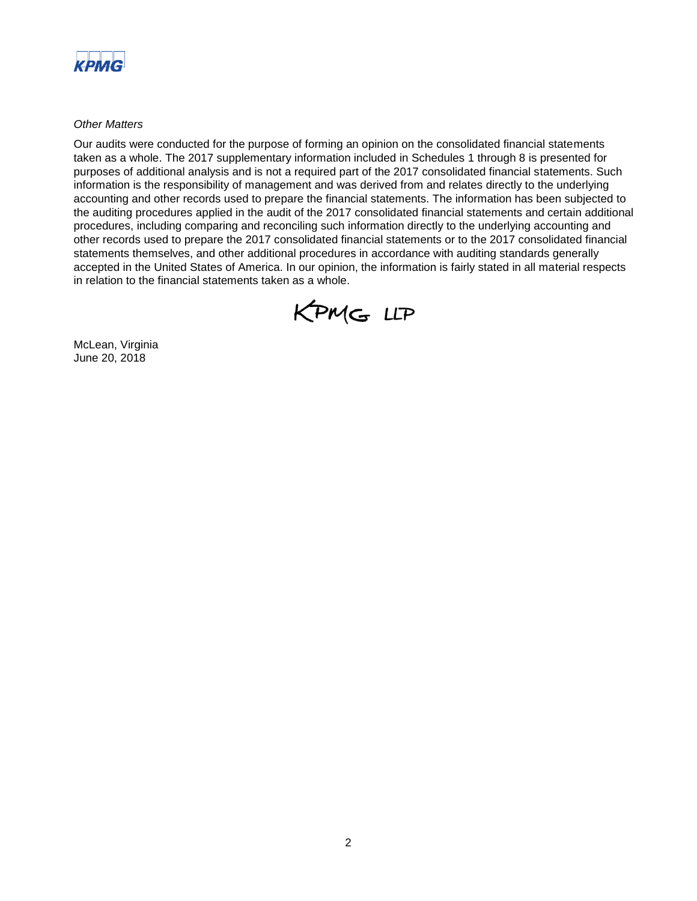*Other Matters*

Our audits were conducted for the purpose of forming an opinion on the consolidated financial statements taken as a whole. The 2017 supplementary information included in Schedules 1 through 8 is presented for purposes of additional analysis and is not a required part of the 2017 consolidated financial statements. Such information is the responsibility of management and was derived from and relates directly to the underlying accounting and other records used to prepare the financial statements. The information has been subjected to the auditing procedures applied in the audit of the 2017 consolidated financial statements and certain additional procedures, including comparing and reconciling such information directly to the underlying accounting and other records used to prepare the 2017 consolidated financial statements or to the 2017 consolidated financial statements themselves, and other additional procedures in accordance with auditing standards generally accepted in the United States of America. In our opinion, the information is fairly stated in all material respects in relation to the financial statements taken as a whole.

KPMG LLP

McLean, Virginia
June 20, 2018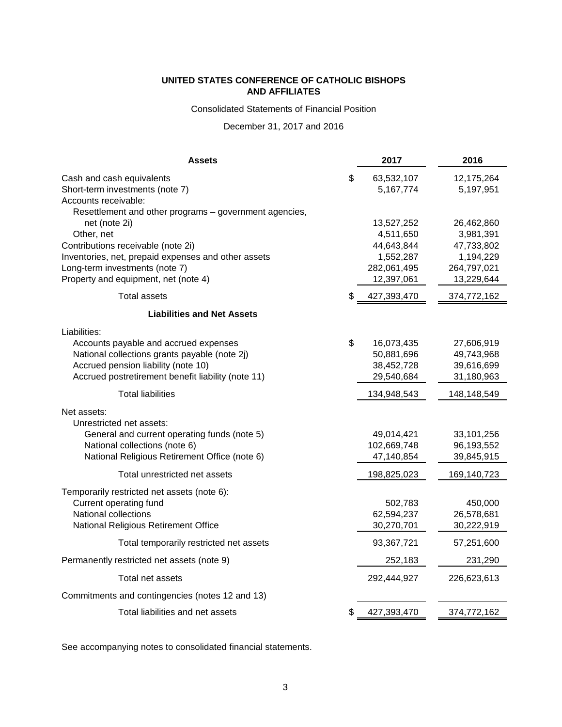**UNITED STATES CONFERENCE OF CATHOLIC BISHOPS AND AFFILIATES**

Consolidated Statements of Financial Position

December 31, 2017 and 2016

| **Assets** | **2017** | **2016** |
|---|---|---|
| Cash and cash equivalents | $ 63,532,107 | 12,175,264 |
| Short-term investments (note 7) | 5,167,774 | 5,197,951 |
| Accounts receivable: | | |
| Resettlement and other programs – government agencies, net (note 2i) | 13,527,252 | 26,462,860 |
| Other, net | 4,511,650 | 3,981,391 |
| Contributions receivable (note 2i) | 44,643,844 | 47,733,802 |
| Inventories, net, prepaid expenses and other assets | 1,552,287 | 1,194,229 |
| Long-term investments (note 7) | 282,061,495 | 264,797,021 |
| Property and equipment, net (note 4) | 12,397,061 | 13,229,644 |
| Total assets | $ 427,393,470 | 374,772,162 |
| **Liabilities and Net Assets** | | |
| Liabilities: | | |
| Accounts payable and accrued expenses | $ 16,073,435 | 27,606,919 |
| National collections grants payable (note 2j) | 50,881,696 | 49,743,968 |
| Accrued pension liability (note 10) | 38,452,728 | 39,616,699 |
| Accrued postretirement benefit liability (note 11) | 29,540,684 | 31,180,963 |
| Total liabilities | 134,948,543 | 148,148,549 |
| Net assets: | | |
| Unrestricted net assets: | | |
| General and current operating funds (note 5) | 49,014,421 | 33,101,256 |
| National collections (note 6) | 102,669,748 | 96,193,552 |
| National Religious Retirement Office (note 6) | 47,140,854 | 39,845,915 |
| Total unrestricted net assets | 198,825,023 | 169,140,723 |
| Temporarily restricted net assets (note 6): | | |
| Current operating fund | 502,783 | 450,000 |
| National collections | 62,594,237 | 26,578,681 |
| National Religious Retirement Office | 30,270,701 | 30,222,919 |
| Total temporarily restricted net assets | 93,367,721 | 57,251,600 |
| Permanently restricted net assets (note 9) | 252,183 | 231,290 |
| Total net assets | 292,444,927 | 226,623,613 |
| Commitments and contingencies (notes 12 and 13) | | |
| Total liabilities and net assets | $ 427,393,470 | 374,772,162 |

See accompanying notes to consolidated financial statements.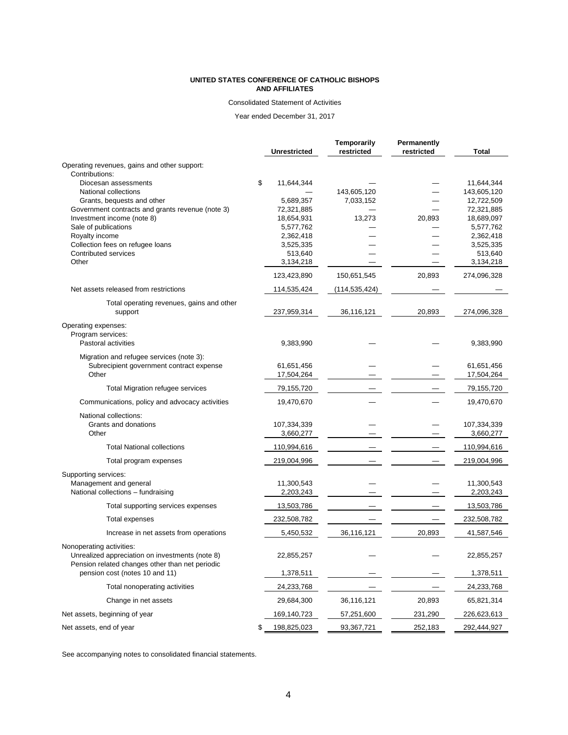**UNITED STATES CONFERENCE OF CATHOLIC BISHOPS**
**AND AFFILIATES**

Consolidated Statement of Activities

Year ended December 31, 2017

| | Unrestricted | Temporarily restricted | Permanently restricted | Total |
|---|---|---|---|---|
| Operating revenues, gains and other support: | | | | |
| Contributions: | | | | |
| Diocesan assessments | $ 11,644,344 | — | — | 11,644,344 |
| National collections | — | 143,605,120 | — | 143,605,120 |
| Grants, bequests and other | 5,689,357 | 7,033,152 | — | 12,722,509 |
| Government contracts and grants revenue (note 3) | 72,321,885 | — | — | 72,321,885 |
| Investment income (note 8) | 18,654,931 | 13,273 | 20,893 | 18,689,097 |
| Sale of publications | 5,577,762 | — | — | 5,577,762 |
| Royalty income | 2,362,418 | — | — | 2,362,418 |
| Collection fees on refugee loans | 3,525,335 | — | — | 3,525,335 |
| Contributed services | 513,640 | — | — | 513,640 |
| Other | 3,134,218 | — | — | 3,134,218 |
| | 123,423,890 | 150,651,545 | 20,893 | 274,096,328 |
| Net assets released from restrictions | 114,535,424 | (114,535,424) | — | — |
| Total operating revenues, gains and other support | 237,959,314 | 36,116,121 | 20,893 | 274,096,328 |
| Operating expenses: | | | | |
| Program services: | | | | |
| Pastoral activities | 9,383,990 | — | — | 9,383,990 |
| Migration and refugee services (note 3): | | | | |
| Subrecipient government contract expense | 61,651,456 | — | — | 61,651,456 |
| Other | 17,504,264 | — | — | 17,504,264 |
| Total Migration refugee services | 79,155,720 | — | — | 79,155,720 |
| Communications, policy and advocacy activities | 19,470,670 | — | — | 19,470,670 |
| National collections: | | | | |
| Grants and donations | 107,334,339 | — | — | 107,334,339 |
| Other | 3,660,277 | — | — | 3,660,277 |
| Total National collections | 110,994,616 | — | — | 110,994,616 |
| Total program expenses | 219,004,996 | — | — | 219,004,996 |
| Supporting services: | | | | |
| Management and general | 11,300,543 | — | — | 11,300,543 |
| National collections – fundraising | 2,203,243 | — | — | 2,203,243 |
| Total supporting services expenses | 13,503,786 | — | — | 13,503,786 |
| Total expenses | 232,508,782 | — | — | 232,508,782 |
| Increase in net assets from operations | 5,450,532 | 36,116,121 | 20,893 | 41,587,546 |
| Nonoperating activities: | | | | |
| Unrealized appreciation on investments (note 8) | 22,855,257 | — | — | 22,855,257 |
| Pension related changes other than net periodic pension cost (notes 10 and 11) | 1,378,511 | — | — | 1,378,511 |
| Total nonoperating activities | 24,233,768 | — | — | 24,233,768 |
| Change in net assets | 29,684,300 | 36,116,121 | 20,893 | 65,821,314 |
| Net assets, beginning of year | 169,140,723 | 57,251,600 | 231,290 | 226,623,613 |
| Net assets, end of year | $ 198,825,023 | 93,367,721 | 252,183 | 292,444,927 |

See accompanying notes to consolidated financial statements.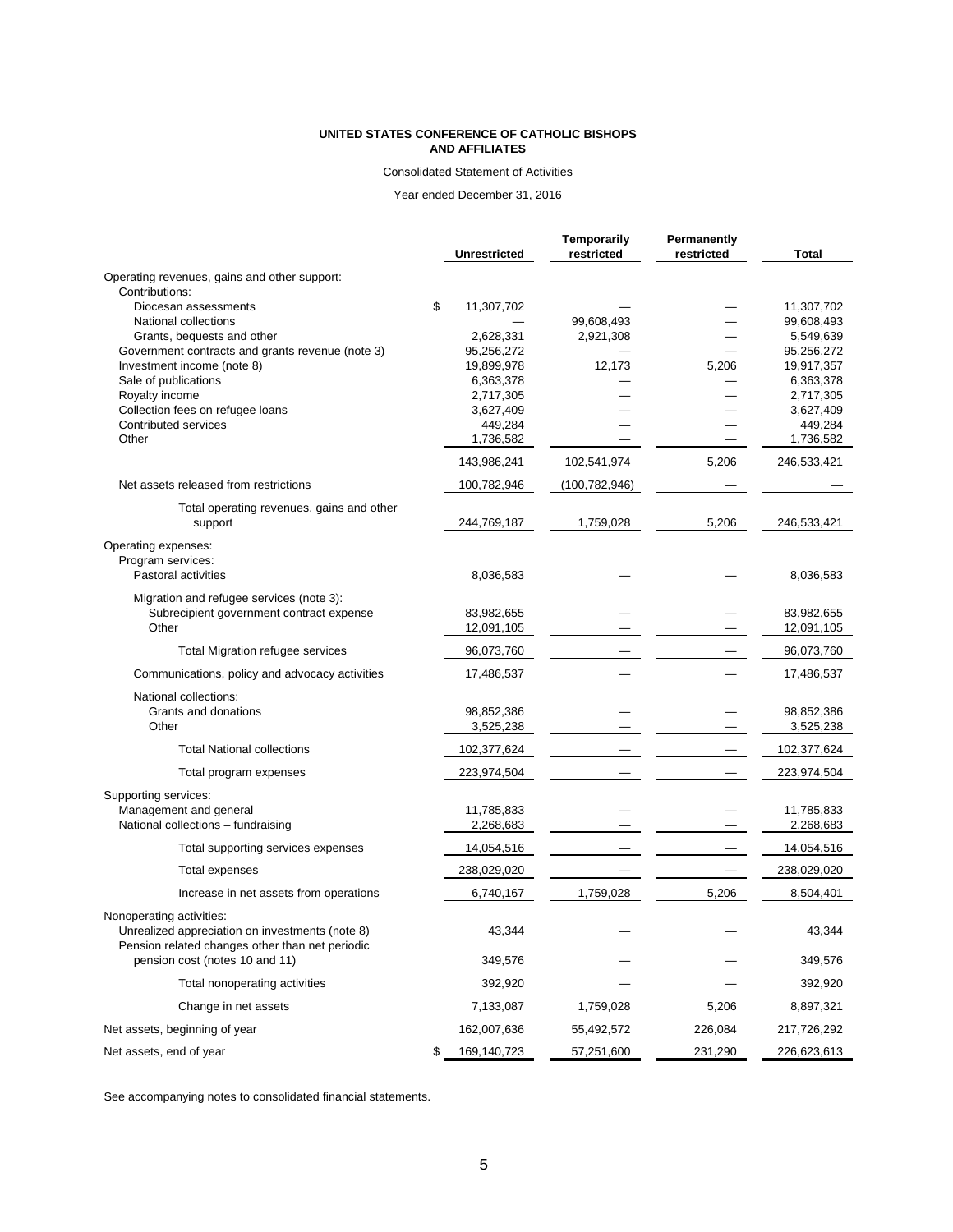**UNITED STATES CONFERENCE OF CATHOLIC BISHOPS AND AFFILIATES**

Consolidated Statement of Activities

Year ended December 31, 2016

| | Unrestricted | Temporarily restricted | Permanently restricted | Total |
|---|---|---|---|---|
| Operating revenues, gains and other support: | | | | |
| Contributions: | | | | |
| Diocesan assessments | $ 11,307,702 | — | — | 11,307,702 |
| National collections | — | 99,608,493 | — | 99,608,493 |
| Grants, bequests and other | 2,628,331 | 2,921,308 | — | 5,549,639 |
| Government contracts and grants revenue (note 3) | 95,256,272 | — | — | 95,256,272 |
| Investment income (note 8) | 19,899,978 | 12,173 | 5,206 | 19,917,357 |
| Sale of publications | 6,363,378 | — | — | 6,363,378 |
| Royalty income | 2,717,305 | — | — | 2,717,305 |
| Collection fees on refugee loans | 3,627,409 | — | — | 3,627,409 |
| Contributed services | 449,284 | — | — | 449,284 |
| Other | 1,736,582 | — | — | 1,736,582 |
| | 143,986,241 | 102,541,974 | 5,206 | 246,533,421 |
| Net assets released from restrictions | 100,782,946 | (100,782,946) | — | — |
| Total operating revenues, gains and other support | 244,769,187 | 1,759,028 | 5,206 | 246,533,421 |
| Operating expenses: | | | | |
| Program services: | | | | |
| Pastoral activities | 8,036,583 | — | — | 8,036,583 |
| Migration and refugee services (note 3): | | | | |
| Subrecipient government contract expense | 83,982,655 | — | — | 83,982,655 |
| Other | 12,091,105 | — | — | 12,091,105 |
| Total Migration refugee services | 96,073,760 | — | — | 96,073,760 |
| Communications, policy and advocacy activities | 17,486,537 | — | — | 17,486,537 |
| National collections: | | | | |
| Grants and donations | 98,852,386 | — | — | 98,852,386 |
| Other | 3,525,238 | — | — | 3,525,238 |
| Total National collections | 102,377,624 | — | — | 102,377,624 |
| Total program expenses | 223,974,504 | — | — | 223,974,504 |
| Supporting services: | | | | |
| Management and general | 11,785,833 | — | — | 11,785,833 |
| National collections – fundraising | 2,268,683 | — | — | 2,268,683 |
| Total supporting services expenses | 14,054,516 | — | — | 14,054,516 |
| Total expenses | 238,029,020 | — | — | 238,029,020 |
| Increase in net assets from operations | 6,740,167 | 1,759,028 | 5,206 | 8,504,401 |
| Nonoperating activities: | | | | |
| Unrealized appreciation on investments (note 8) | 43,344 | — | — | 43,344 |
| Pension related changes other than net periodic pension cost (notes 10 and 11) | 349,576 | — | — | 349,576 |
| Total nonoperating activities | 392,920 | — | — | 392,920 |
| Change in net assets | 7,133,087 | 1,759,028 | 5,206 | 8,897,321 |
| Net assets, beginning of year | 162,007,636 | 55,492,572 | 226,084 | 217,726,292 |
| Net assets, end of year | $ 169,140,723 | 57,251,600 | 231,290 | 226,623,613 |

See accompanying notes to consolidated financial statements.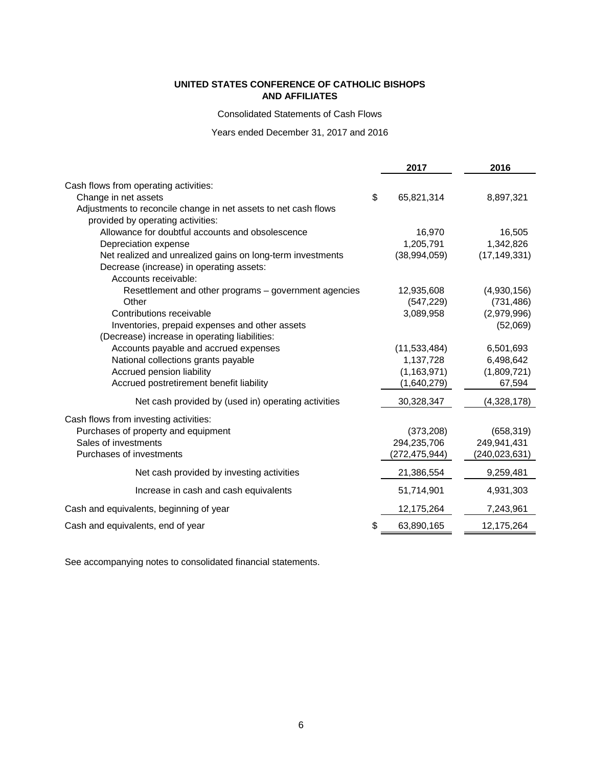**UNITED STATES CONFERENCE OF CATHOLIC BISHOPS AND AFFILIATES**

Consolidated Statements of Cash Flows

Years ended December 31, 2017 and 2016

| | 2017 | 2016 |
|---|---|---|
| Cash flows from operating activities: | | |
| Change in net assets | $ 65,821,314 | 8,897,321 |
| Adjustments to reconcile change in net assets to net cash flows provided by operating activities: | | |
| Allowance for doubtful accounts and obsolescence | 16,970 | 16,505 |
| Depreciation expense | 1,205,791 | 1,342,826 |
| Net realized and unrealized gains on long-term investments | (38,994,059) | (17,149,331) |
| Decrease (increase) in operating assets: | | |
| Accounts receivable: | | |
| Resettlement and other programs – government agencies | 12,935,608 | (4,930,156) |
| Other | (547,229) | (731,486) |
| Contributions receivable | 3,089,958 | (2,979,996) |
| Inventories, prepaid expenses and other assets | | (52,069) |
| (Decrease) increase in operating liabilities: | | |
| Accounts payable and accrued expenses | (11,533,484) | 6,501,693 |
| National collections grants payable | 1,137,728 | 6,498,642 |
| Accrued pension liability | (1,163,971) | (1,809,721) |
| Accrued postretirement benefit liability | (1,640,279) | 67,594 |
| Net cash provided by (used in) operating activities | 30,328,347 | (4,328,178) |
| Cash flows from investing activities: | | |
| Purchases of property and equipment | (373,208) | (658,319) |
| Sales of investments | 294,235,706 | 249,941,431 |
| Purchases of investments | (272,475,944) | (240,023,631) |
| Net cash provided by investing activities | 21,386,554 | 9,259,481 |
| Increase in cash and cash equivalents | 51,714,901 | 4,931,303 |
| Cash and equivalents, beginning of year | 12,175,264 | 7,243,961 |
| Cash and equivalents, end of year | $ 63,890,165 | 12,175,264 |

See accompanying notes to consolidated financial statements.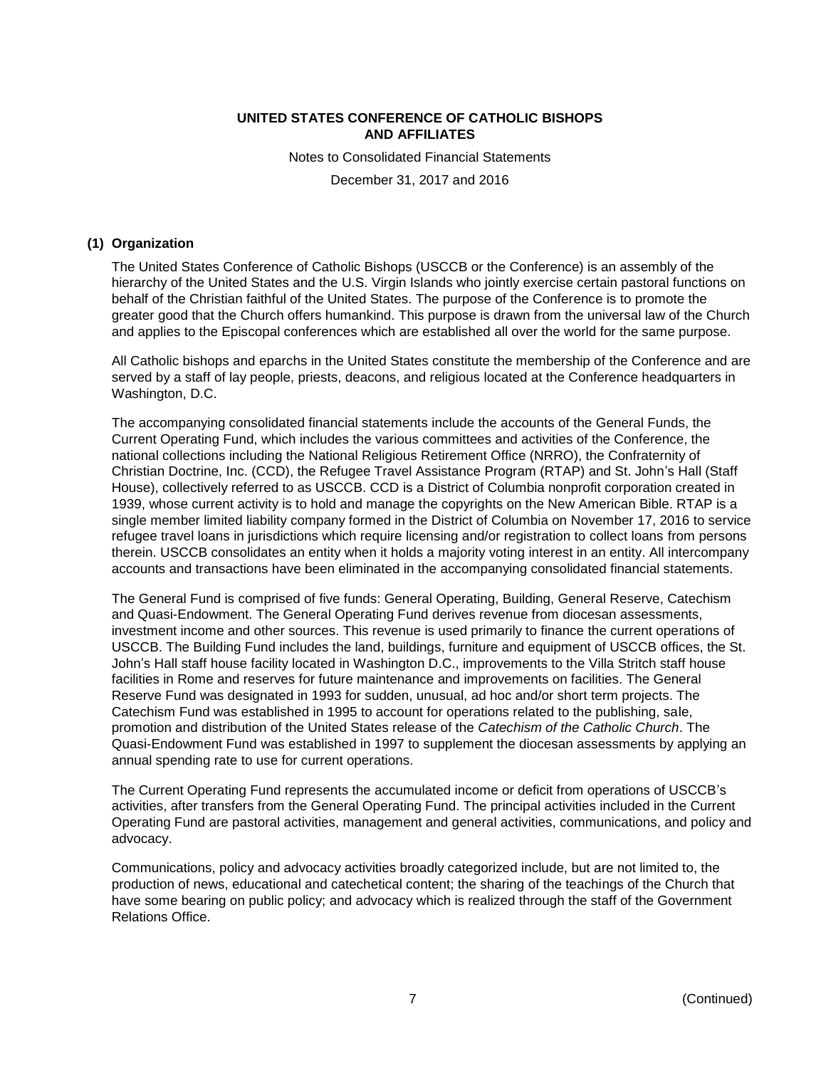# UNITED STATES CONFERENCE OF CATHOLIC BISHOPS AND AFFILIATES

Notes to Consolidated Financial Statements

December 31, 2017 and 2016

## (1) Organization

The United States Conference of Catholic Bishops (USCCB or the Conference) is an assembly of the hierarchy of the United States and the U.S. Virgin Islands who jointly exercise certain pastoral functions on behalf of the Christian faithful of the United States. The purpose of the Conference is to promote the greater good that the Church offers humankind. This purpose is drawn from the universal law of the Church and applies to the Episcopal conferences which are established all over the world for the same purpose.

All Catholic bishops and eparchs in the United States constitute the membership of the Conference and are served by a staff of lay people, priests, deacons, and religious located at the Conference headquarters in Washington, D.C.

The accompanying consolidated financial statements include the accounts of the General Funds, the Current Operating Fund, which includes the various committees and activities of the Conference, the national collections including the National Religious Retirement Office (NRRO), the Confraternity of Christian Doctrine, Inc. (CCD), the Refugee Travel Assistance Program (RTAP) and St. John's Hall (Staff House), collectively referred to as USCCB. CCD is a District of Columbia nonprofit corporation created in 1939, whose current activity is to hold and manage the copyrights on the New American Bible. RTAP is a single member limited liability company formed in the District of Columbia on November 17, 2016 to service refugee travel loans in jurisdictions which require licensing and/or registration to collect loans from persons therein. USCCB consolidates an entity when it holds a majority voting interest in an entity. All intercompany accounts and transactions have been eliminated in the accompanying consolidated financial statements.

The General Fund is comprised of five funds: General Operating, Building, General Reserve, Catechism and Quasi-Endowment. The General Operating Fund derives revenue from diocesan assessments, investment income and other sources. This revenue is used primarily to finance the current operations of USCCB. The Building Fund includes the land, buildings, furniture and equipment of USCCB offices, the St. John's Hall staff house facility located in Washington D.C., improvements to the Villa Stritch staff house facilities in Rome and reserves for future maintenance and improvements on facilities. The General Reserve Fund was designated in 1993 for sudden, unusual, ad hoc and/or short term projects. The Catechism Fund was established in 1995 to account for operations related to the publishing, sale, promotion and distribution of the United States release of the *Catechism of the Catholic Church*. The Quasi-Endowment Fund was established in 1997 to supplement the diocesan assessments by applying an annual spending rate to use for current operations.

The Current Operating Fund represents the accumulated income or deficit from operations of USCCB's activities, after transfers from the General Operating Fund. The principal activities included in the Current Operating Fund are pastoral activities, management and general activities, communications, and policy and advocacy.

Communications, policy and advocacy activities broadly categorized include, but are not limited to, the production of news, educational and catechetical content; the sharing of the teachings of the Church that have some bearing on public policy; and advocacy which is realized through the staff of the Government Relations Office.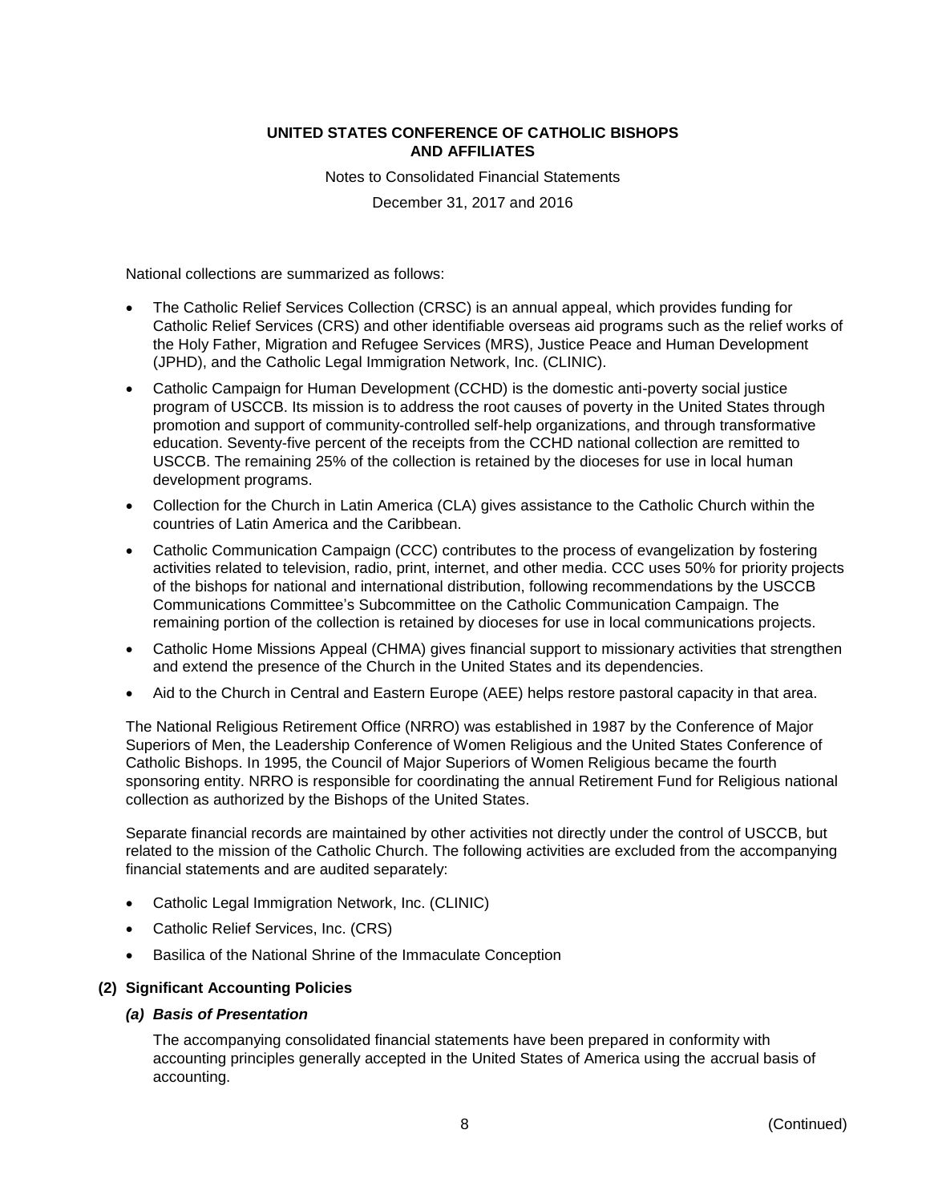National collections are summarized as follows:

- The Catholic Relief Services Collection (CRSC) is an annual appeal, which provides funding for Catholic Relief Services (CRS) and other identifiable overseas aid programs such as the relief works of the Holy Father, Migration and Refugee Services (MRS), Justice Peace and Human Development (JPHD), and the Catholic Legal Immigration Network, Inc. (CLINIC).
- Catholic Campaign for Human Development (CCHD) is the domestic anti-poverty social justice program of USCCB. Its mission is to address the root causes of poverty in the United States through promotion and support of community-controlled self-help organizations, and through transformative education. Seventy-five percent of the receipts from the CCHD national collection are remitted to USCCB. The remaining 25% of the collection is retained by the dioceses for use in local human development programs.
- Collection for the Church in Latin America (CLA) gives assistance to the Catholic Church within the countries of Latin America and the Caribbean.
- Catholic Communication Campaign (CCC) contributes to the process of evangelization by fostering activities related to television, radio, print, internet, and other media. CCC uses 50% for priority projects of the bishops for national and international distribution, following recommendations by the USCCB Communications Committee's Subcommittee on the Catholic Communication Campaign. The remaining portion of the collection is retained by dioceses for use in local communications projects.
- Catholic Home Missions Appeal (CHMA) gives financial support to missionary activities that strengthen and extend the presence of the Church in the United States and its dependencies.
- Aid to the Church in Central and Eastern Europe (AEE) helps restore pastoral capacity in that area.

The National Religious Retirement Office (NRRO) was established in 1987 by the Conference of Major Superiors of Men, the Leadership Conference of Women Religious and the United States Conference of Catholic Bishops. In 1995, the Council of Major Superiors of Women Religious became the fourth sponsoring entity. NRRO is responsible for coordinating the annual Retirement Fund for Religious national collection as authorized by the Bishops of the United States.

Separate financial records are maintained by other activities not directly under the control of USCCB, but related to the mission of the Catholic Church. The following activities are excluded from the accompanying financial statements and are audited separately:

- Catholic Legal Immigration Network, Inc. (CLINIC)
- Catholic Relief Services, Inc. (CRS)
- Basilica of the National Shrine of the Immaculate Conception

## (2) Significant Accounting Policies

### *(a) Basis of Presentation*

The accompanying consolidated financial statements have been prepared in conformity with accounting principles generally accepted in the United States of America using the accrual basis of accounting.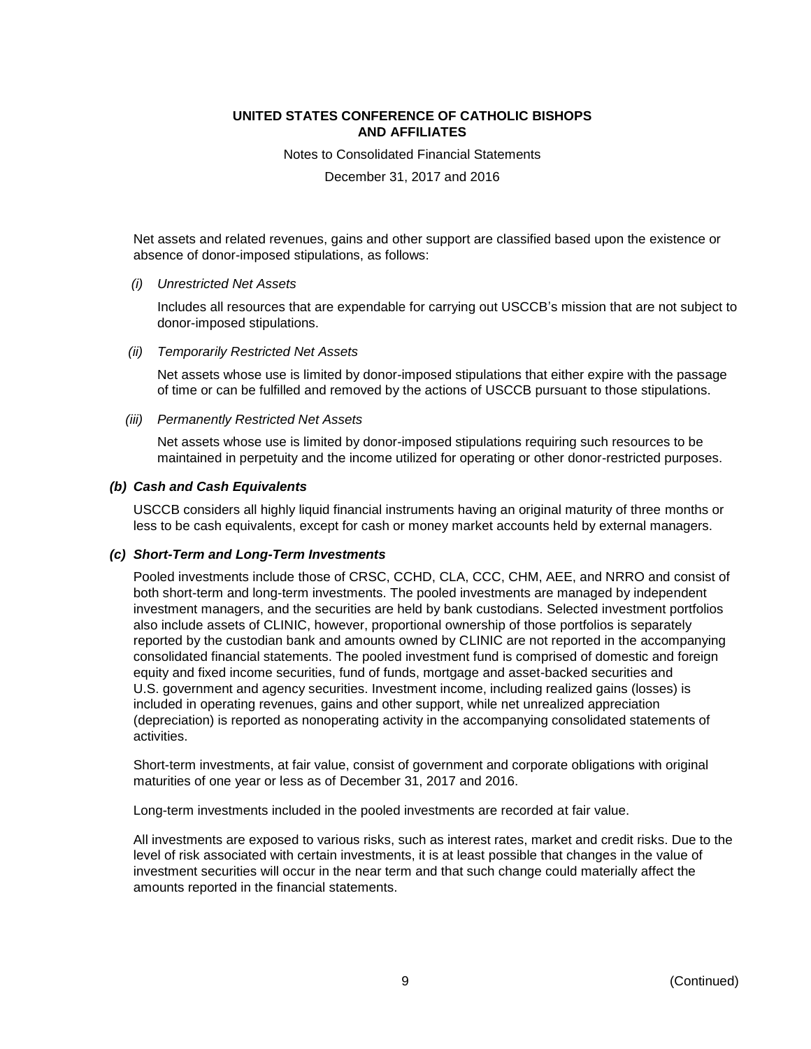Net assets and related revenues, gains and other support are classified based upon the existence or absence of donor-imposed stipulations, as follows:

*(i) Unrestricted Net Assets*

Includes all resources that are expendable for carrying out USCCB's mission that are not subject to donor-imposed stipulations.

*(ii) Temporarily Restricted Net Assets*

Net assets whose use is limited by donor-imposed stipulations that either expire with the passage of time or can be fulfilled and removed by the actions of USCCB pursuant to those stipulations.

*(iii) Permanently Restricted Net Assets*

Net assets whose use is limited by donor-imposed stipulations requiring such resources to be maintained in perpetuity and the income utilized for operating or other donor-restricted purposes.

### *(b) Cash and Cash Equivalents*

USCCB considers all highly liquid financial instruments having an original maturity of three months or less to be cash equivalents, except for cash or money market accounts held by external managers.

### *(c) Short-Term and Long-Term Investments*

Pooled investments include those of CRSC, CCHD, CLA, CCC, CHM, AEE, and NRRO and consist of both short-term and long-term investments. The pooled investments are managed by independent investment managers, and the securities are held by bank custodians. Selected investment portfolios also include assets of CLINIC, however, proportional ownership of those portfolios is separately reported by the custodian bank and amounts owned by CLINIC are not reported in the accompanying consolidated financial statements. The pooled investment fund is comprised of domestic and foreign equity and fixed income securities, fund of funds, mortgage and asset-backed securities and U.S. government and agency securities. Investment income, including realized gains (losses) is included in operating revenues, gains and other support, while net unrealized appreciation (depreciation) is reported as nonoperating activity in the accompanying consolidated statements of activities.

Short-term investments, at fair value, consist of government and corporate obligations with original maturities of one year or less as of December 31, 2017 and 2016.

Long-term investments included in the pooled investments are recorded at fair value.

All investments are exposed to various risks, such as interest rates, market and credit risks. Due to the level of risk associated with certain investments, it is at least possible that changes in the value of investment securities will occur in the near term and that such change could materially affect the amounts reported in the financial statements.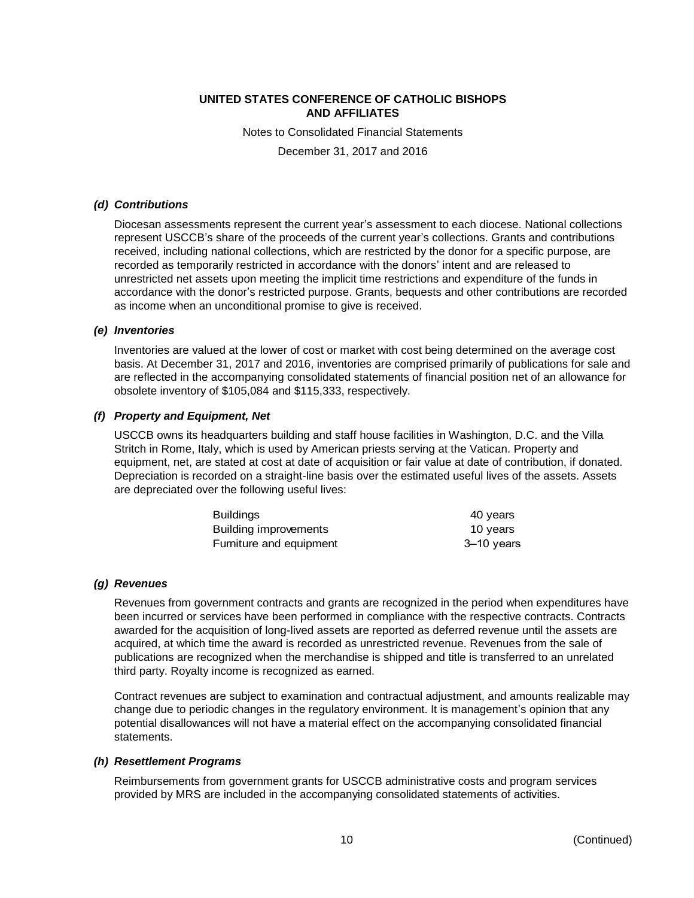### *(d) Contributions*

Diocesan assessments represent the current year's assessment to each diocese. National collections represent USCCB's share of the proceeds of the current year's collections. Grants and contributions received, including national collections, which are restricted by the donor for a specific purpose, are recorded as temporarily restricted in accordance with the donors' intent and are released to unrestricted net assets upon meeting the implicit time restrictions and expenditure of the funds in accordance with the donor's restricted purpose. Grants, bequests and other contributions are recorded as income when an unconditional promise to give is received.

### *(e) Inventories*

Inventories are valued at the lower of cost or market with cost being determined on the average cost basis. At December 31, 2017 and 2016, inventories are comprised primarily of publications for sale and are reflected in the accompanying consolidated statements of financial position net of an allowance for obsolete inventory of $105,084 and $115,333, respectively.

### *(f) Property and Equipment, Net*

USCCB owns its headquarters building and staff house facilities in Washington, D.C. and the Villa Stritch in Rome, Italy, which is used by American priests serving at the Vatican. Property and equipment, net, are stated at cost at date of acquisition or fair value at date of contribution, if donated. Depreciation is recorded on a straight-line basis over the estimated useful lives of the assets. Assets are depreciated over the following useful lives:

| | |
|---|---|
| Buildings | 40 years |
| Building improvements | 10 years |
| Furniture and equipment | 3–10 years |

### *(g) Revenues*

Revenues from government contracts and grants are recognized in the period when expenditures have been incurred or services have been performed in compliance with the respective contracts. Contracts awarded for the acquisition of long-lived assets are reported as deferred revenue until the assets are acquired, at which time the award is recorded as unrestricted revenue. Revenues from the sale of publications are recognized when the merchandise is shipped and title is transferred to an unrelated third party. Royalty income is recognized as earned.

Contract revenues are subject to examination and contractual adjustment, and amounts realizable may change due to periodic changes in the regulatory environment. It is management's opinion that any potential disallowances will not have a material effect on the accompanying consolidated financial statements.

### *(h) Resettlement Programs*

Reimbursements from government grants for USCCB administrative costs and program services provided by MRS are included in the accompanying consolidated statements of activities.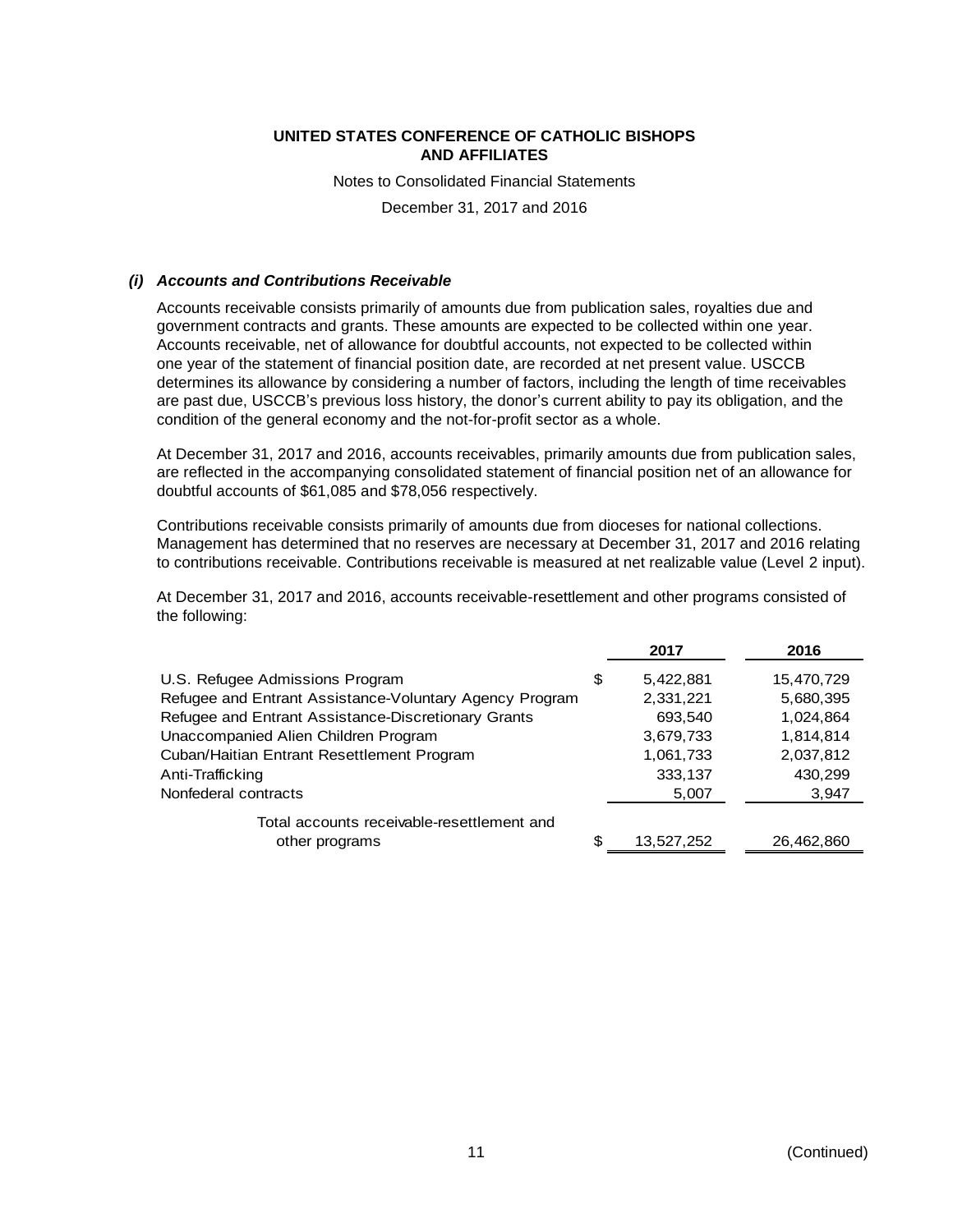**UNITED STATES CONFERENCE OF CATHOLIC BISHOPS AND AFFILIATES**

Notes to Consolidated Financial Statements

December 31, 2017 and 2016

### *(i) Accounts and Contributions Receivable*

Accounts receivable consists primarily of amounts due from publication sales, royalties due and government contracts and grants. These amounts are expected to be collected within one year. Accounts receivable, net of allowance for doubtful accounts, not expected to be collected within one year of the statement of financial position date, are recorded at net present value. USCCB determines its allowance by considering a number of factors, including the length of time receivables are past due, USCCB's previous loss history, the donor's current ability to pay its obligation, and the condition of the general economy and the not-for-profit sector as a whole.

At December 31, 2017 and 2016, accounts receivables, primarily amounts due from publication sales, are reflected in the accompanying consolidated statement of financial position net of an allowance for doubtful accounts of $61,085 and $78,056 respectively.

Contributions receivable consists primarily of amounts due from dioceses for national collections. Management has determined that no reserves are necessary at December 31, 2017 and 2016 relating to contributions receivable. Contributions receivable is measured at net realizable value (Level 2 input).

At December 31, 2017 and 2016, accounts receivable-resettlement and other programs consisted of the following:

| | 2017 | 2016 |
|---|---|---|
| U.S. Refugee Admissions Program | $ 5,422,881 | 15,470,729 |
| Refugee and Entrant Assistance-Voluntary Agency Program | 2,331,221 | 5,680,395 |
| Refugee and Entrant Assistance-Discretionary Grants | 693,540 | 1,024,864 |
| Unaccompanied Alien Children Program | 3,679,733 | 1,814,814 |
| Cuban/Haitian Entrant Resettlement Program | 1,061,733 | 2,037,812 |
| Anti-Trafficking | 333,137 | 430,299 |
| Nonfederal contracts | 5,007 | 3,947 |
| Total accounts receivable-resettlement and other programs | $ 13,527,252 | 26,462,860 |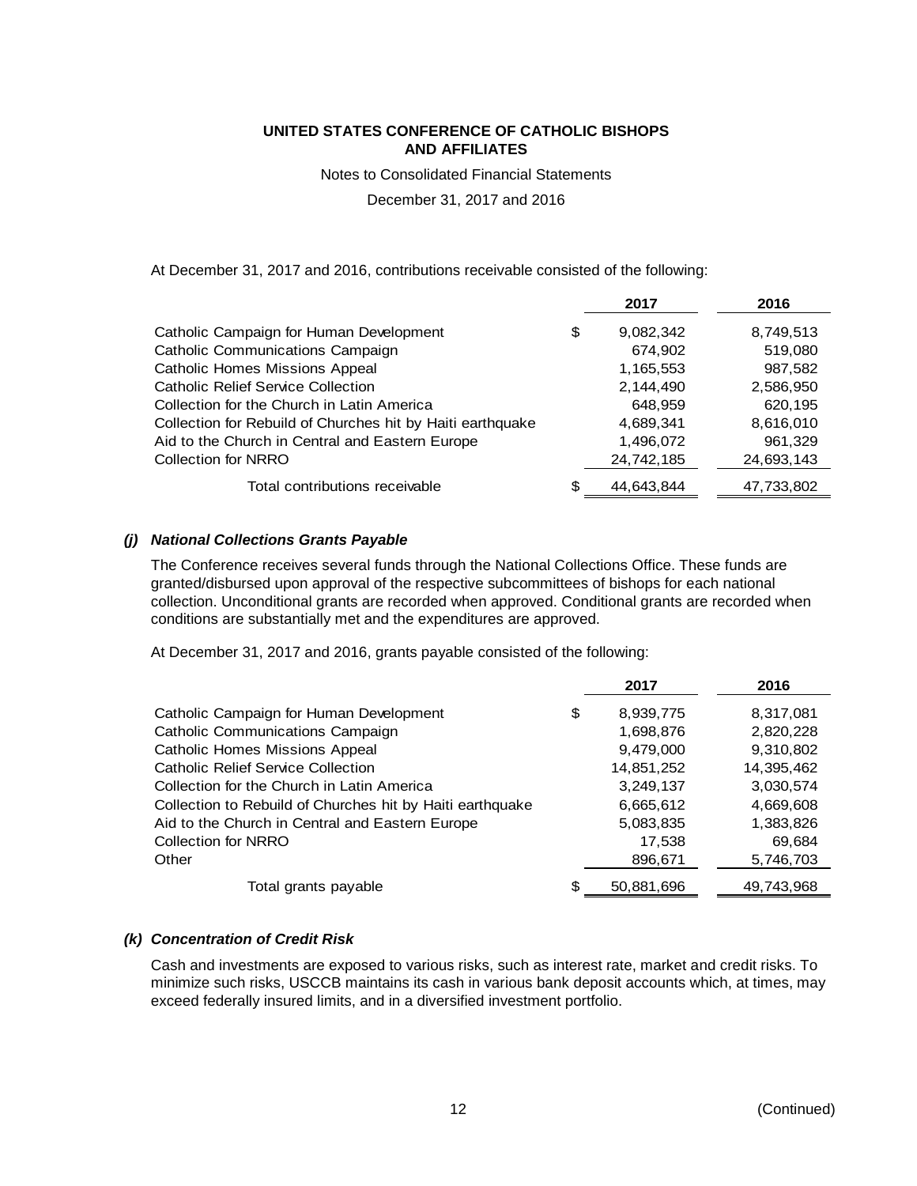At December 31, 2017 and 2016, contributions receivable consisted of the following:

| | 2017 | 2016 |
|---|---|---|
| Catholic Campaign for Human Development | $ 9,082,342 | 8,749,513 |
| Catholic Communications Campaign | 674,902 | 519,080 |
| Catholic Homes Missions Appeal | 1,165,553 | 987,582 |
| Catholic Relief Service Collection | 2,144,490 | 2,586,950 |
| Collection for the Church in Latin America | 648,959 | 620,195 |
| Collection for Rebuild of Churches hit by Haiti earthquake | 4,689,341 | 8,616,010 |
| Aid to the Church in Central and Eastern Europe | 1,496,072 | 961,329 |
| Collection for NRRO | 24,742,185 | 24,693,143 |
| Total contributions receivable | $ 44,643,844 | 47,733,802 |

### *(j) National Collections Grants Payable*

The Conference receives several funds through the National Collections Office. These funds are granted/disbursed upon approval of the respective subcommittees of bishops for each national collection. Unconditional grants are recorded when approved. Conditional grants are recorded when conditions are substantially met and the expenditures are approved.

At December 31, 2017 and 2016, grants payable consisted of the following:

| | 2017 | 2016 |
|---|---|---|
| Catholic Campaign for Human Development | $ 8,939,775 | 8,317,081 |
| Catholic Communications Campaign | 1,698,876 | 2,820,228 |
| Catholic Homes Missions Appeal | 9,479,000 | 9,310,802 |
| Catholic Relief Service Collection | 14,851,252 | 14,395,462 |
| Collection for the Church in Latin America | 3,249,137 | 3,030,574 |
| Collection to Rebuild of Churches hit by Haiti earthquake | 6,665,612 | 4,669,608 |
| Aid to the Church in Central and Eastern Europe | 5,083,835 | 1,383,826 |
| Collection for NRRO | 17,538 | 69,684 |
| Other | 896,671 | 5,746,703 |
| Total grants payable | $ 50,881,696 | 49,743,968 |

### *(k) Concentration of Credit Risk*

Cash and investments are exposed to various risks, such as interest rate, market and credit risks. To minimize such risks, USCCB maintains its cash in various bank deposit accounts which, at times, may exceed federally insured limits, and in a diversified investment portfolio.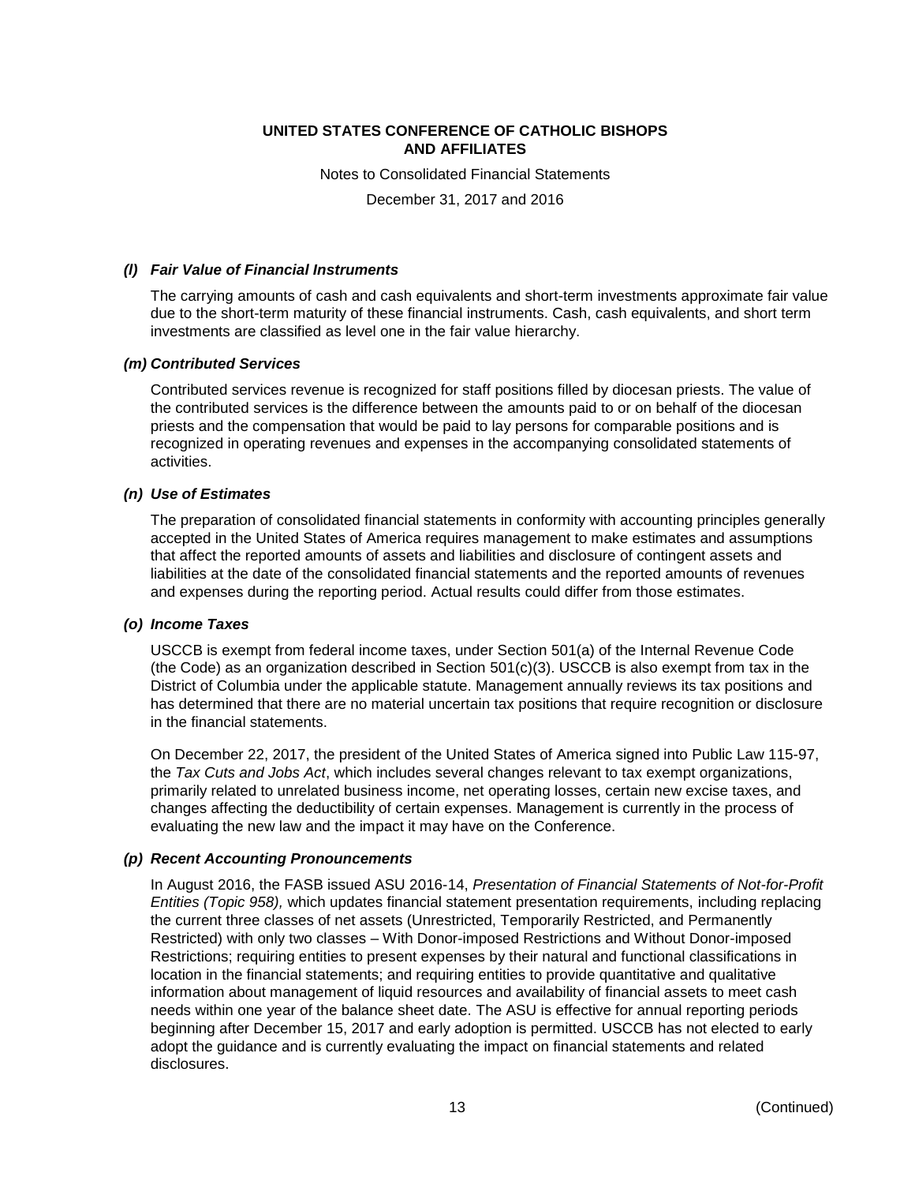#### *(l) Fair Value of Financial Instruments*

The carrying amounts of cash and cash equivalents and short-term investments approximate fair value due to the short-term maturity of these financial instruments. Cash, cash equivalents, and short term investments are classified as level one in the fair value hierarchy.

#### *(m) Contributed Services*

Contributed services revenue is recognized for staff positions filled by diocesan priests. The value of the contributed services is the difference between the amounts paid to or on behalf of the diocesan priests and the compensation that would be paid to lay persons for comparable positions and is recognized in operating revenues and expenses in the accompanying consolidated statements of activities.

#### *(n) Use of Estimates*

The preparation of consolidated financial statements in conformity with accounting principles generally accepted in the United States of America requires management to make estimates and assumptions that affect the reported amounts of assets and liabilities and disclosure of contingent assets and liabilities at the date of the consolidated financial statements and the reported amounts of revenues and expenses during the reporting period. Actual results could differ from those estimates.

#### *(o) Income Taxes*

USCCB is exempt from federal income taxes, under Section 501(a) of the Internal Revenue Code (the Code) as an organization described in Section 501(c)(3). USCCB is also exempt from tax in the District of Columbia under the applicable statute. Management annually reviews its tax positions and has determined that there are no material uncertain tax positions that require recognition or disclosure in the financial statements.

On December 22, 2017, the president of the United States of America signed into Public Law 115-97, the *Tax Cuts and Jobs Act*, which includes several changes relevant to tax exempt organizations, primarily related to unrelated business income, net operating losses, certain new excise taxes, and changes affecting the deductibility of certain expenses. Management is currently in the process of evaluating the new law and the impact it may have on the Conference.

#### *(p) Recent Accounting Pronouncements*

In August 2016, the FASB issued ASU 2016-14, *Presentation of Financial Statements of Not-for-Profit Entities (Topic 958),* which updates financial statement presentation requirements, including replacing the current three classes of net assets (Unrestricted, Temporarily Restricted, and Permanently Restricted) with only two classes – With Donor-imposed Restrictions and Without Donor-imposed Restrictions; requiring entities to present expenses by their natural and functional classifications in location in the financial statements; and requiring entities to provide quantitative and qualitative information about management of liquid resources and availability of financial assets to meet cash needs within one year of the balance sheet date. The ASU is effective for annual reporting periods beginning after December 15, 2017 and early adoption is permitted. USCCB has not elected to early adopt the guidance and is currently evaluating the impact on financial statements and related disclosures.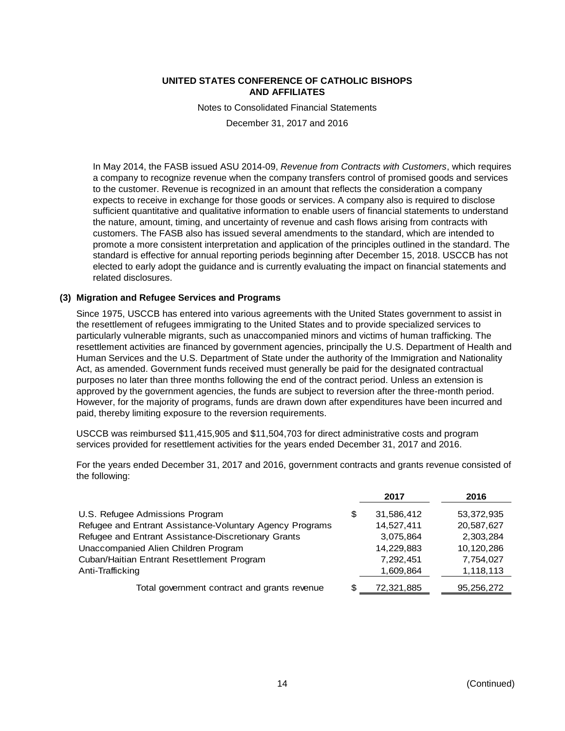In May 2014, the FASB issued ASU 2014-09, *Revenue from Contracts with Customers*, which requires a company to recognize revenue when the company transfers control of promised goods and services to the customer. Revenue is recognized in an amount that reflects the consideration a company expects to receive in exchange for those goods or services. A company also is required to disclose sufficient quantitative and qualitative information to enable users of financial statements to understand the nature, amount, timing, and uncertainty of revenue and cash flows arising from contracts with customers. The FASB also has issued several amendments to the standard, which are intended to promote a more consistent interpretation and application of the principles outlined in the standard. The standard is effective for annual reporting periods beginning after December 15, 2018. USCCB has not elected to early adopt the guidance and is currently evaluating the impact on financial statements and related disclosures.

## (3) Migration and Refugee Services and Programs

Since 1975, USCCB has entered into various agreements with the United States government to assist in the resettlement of refugees immigrating to the United States and to provide specialized services to particularly vulnerable migrants, such as unaccompanied minors and victims of human trafficking. The resettlement activities are financed by government agencies, principally the U.S. Department of Health and Human Services and the U.S. Department of State under the authority of the Immigration and Nationality Act, as amended. Government funds received must generally be paid for the designated contractual purposes no later than three months following the end of the contract period. Unless an extension is approved by the government agencies, the funds are subject to reversion after the three-month period. However, for the majority of programs, funds are drawn down after expenditures have been incurred and paid, thereby limiting exposure to the reversion requirements.

USCCB was reimbursed $11,415,905 and $11,504,703 for direct administrative costs and program services provided for resettlement activities for the years ended December 31, 2017 and 2016.

For the years ended December 31, 2017 and 2016, government contracts and grants revenue consisted of the following:

| | 2017 | 2016 |
|---|---|---|
| U.S. Refugee Admissions Program | $ 31,586,412 | 53,372,935 |
| Refugee and Entrant Assistance-Voluntary Agency Programs | 14,527,411 | 20,587,627 |
| Refugee and Entrant Assistance-Discretionary Grants | 3,075,864 | 2,303,284 |
| Unaccompanied Alien Children Program | 14,229,883 | 10,120,286 |
| Cuban/Haitian Entrant Resettlement Program | 7,292,451 | 7,754,027 |
| Anti-Trafficking | 1,609,864 | 1,118,113 |
| Total government contract and grants revenue | $ 72,321,885 | 95,256,272 |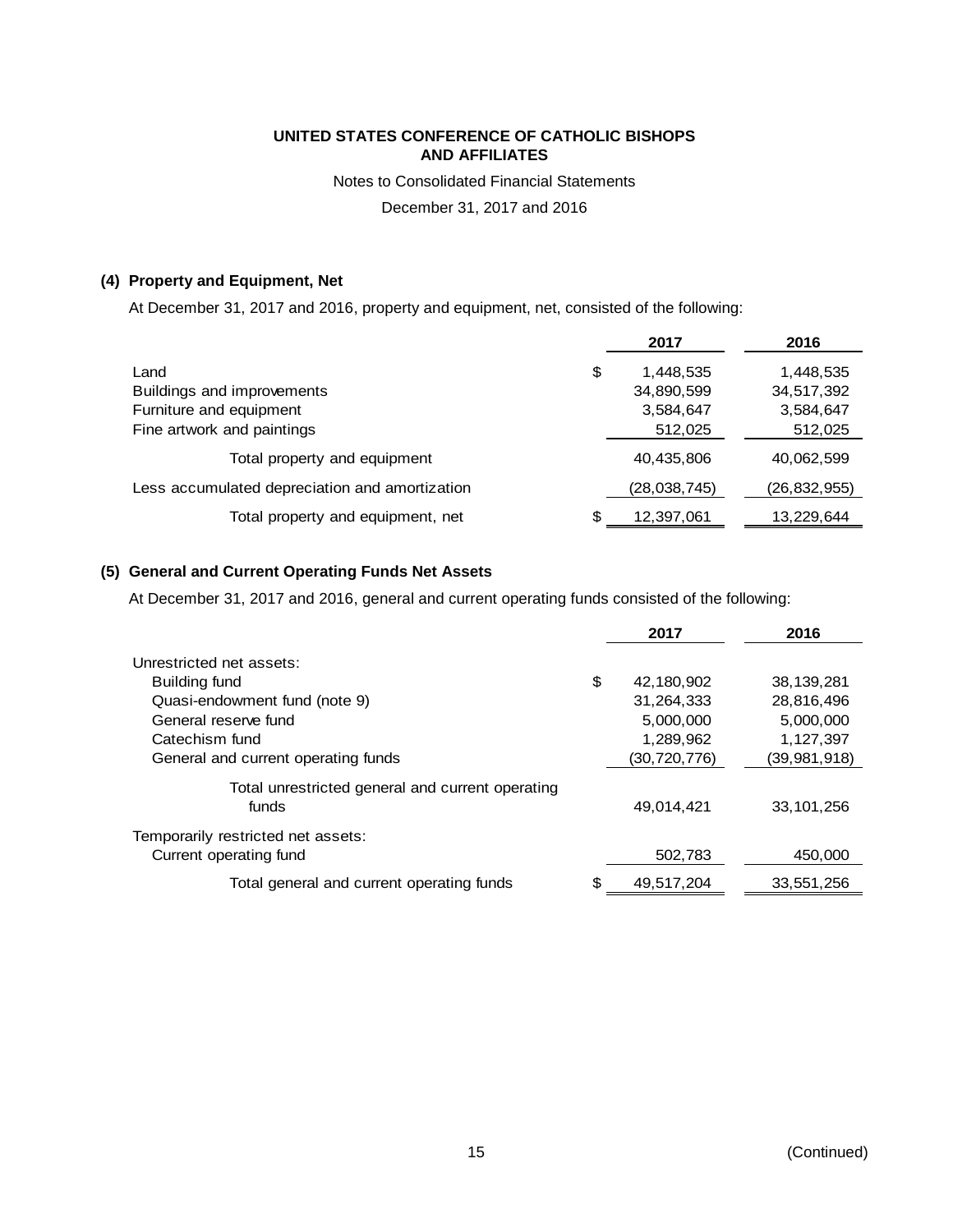# UNITED STATES CONFERENCE OF CATHOLIC BISHOPS AND AFFILIATES

Notes to Consolidated Financial Statements

December 31, 2017 and 2016

## (4) Property and Equipment, Net

At December 31, 2017 and 2016, property and equipment, net, consisted of the following:

| | 2017 | 2016 |
|---|---|---|
| Land | $ 1,448,535 | 1,448,535 |
| Buildings and improvements | 34,890,599 | 34,517,392 |
| Furniture and equipment | 3,584,647 | 3,584,647 |
| Fine artwork and paintings | 512,025 | 512,025 |
| Total property and equipment | 40,435,806 | 40,062,599 |
| Less accumulated depreciation and amortization | (28,038,745) | (26,832,955) |
| Total property and equipment, net | $ 12,397,061 | 13,229,644 |

## (5) General and Current Operating Funds Net Assets

At December 31, 2017 and 2016, general and current operating funds consisted of the following:

| | 2017 | 2016 |
|---|---|---|
| Unrestricted net assets: | | |
| Building fund | $ 42,180,902 | 38,139,281 |
| Quasi-endowment fund (note 9) | 31,264,333 | 28,816,496 |
| General reserve fund | 5,000,000 | 5,000,000 |
| Catechism fund | 1,289,962 | 1,127,397 |
| General and current operating funds | (30,720,776) | (39,981,918) |
| Total unrestricted general and current operating funds | 49,014,421 | 33,101,256 |
| Temporarily restricted net assets: | | |
| Current operating fund | 502,783 | 450,000 |
| Total general and current operating funds | $ 49,517,204 | 33,551,256 |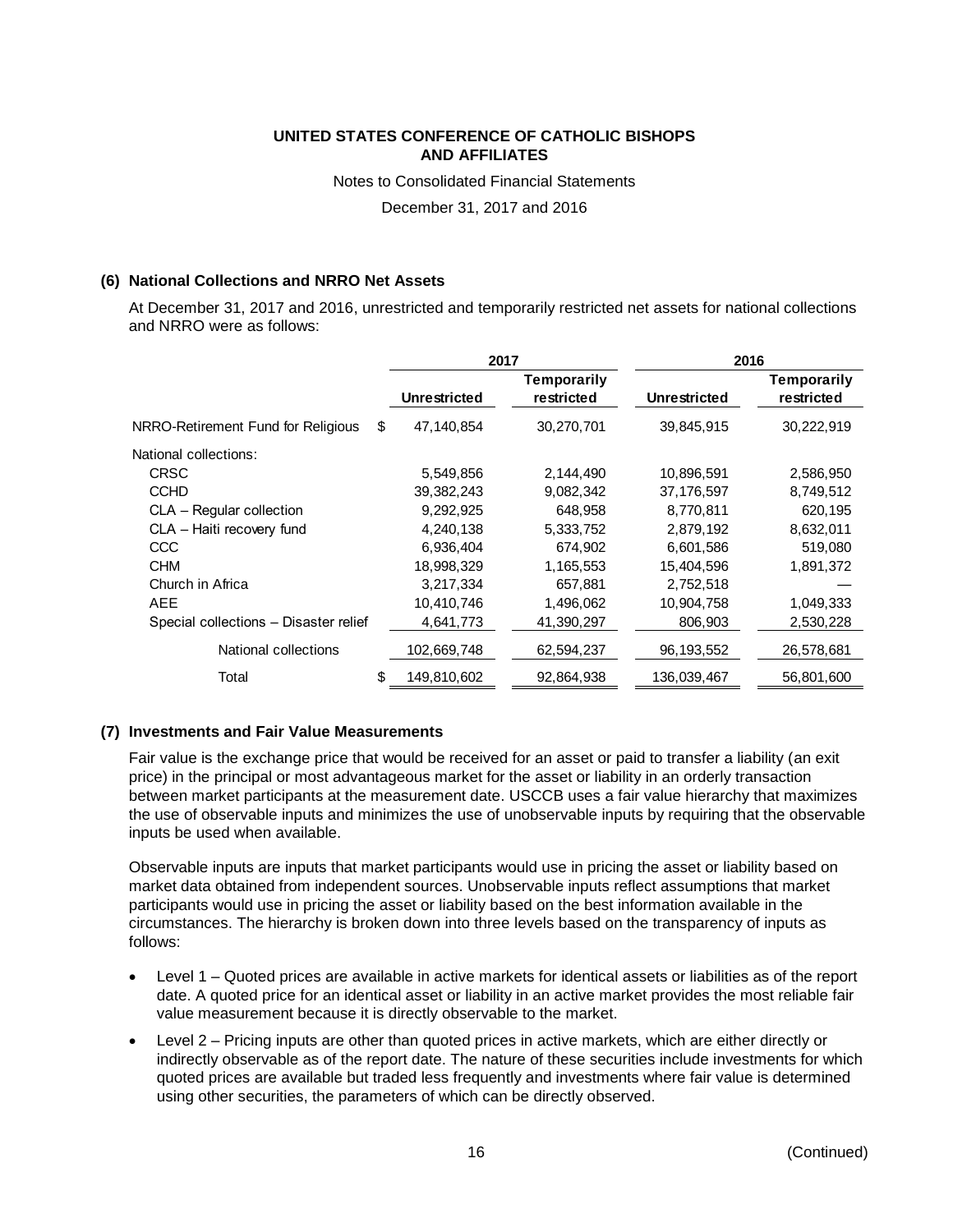**UNITED STATES CONFERENCE OF CATHOLIC BISHOPS AND AFFILIATES**

Notes to Consolidated Financial Statements

December 31, 2017 and 2016

**(6) National Collections and NRRO Net Assets**

At December 31, 2017 and 2016, unrestricted and temporarily restricted net assets for national collections and NRRO were as follows:

| | 2017 | | 2016 | |
|---|---|---|---|---|
| | **Unrestricted** | **Temporarily restricted** | **Unrestricted** | **Temporarily restricted** |
| NRRO-Retirement Fund for Religious | $ 47,140,854 | 30,270,701 | 39,845,915 | 30,222,919 |
| National collections: | | | | |
| CRSC | 5,549,856 | 2,144,490 | 10,896,591 | 2,586,950 |
| CCHD | 39,382,243 | 9,082,342 | 37,176,597 | 8,749,512 |
| CLA – Regular collection | 9,292,925 | 648,958 | 8,770,811 | 620,195 |
| CLA – Haiti recovery fund | 4,240,138 | 5,333,752 | 2,879,192 | 8,632,011 |
| CCC | 6,936,404 | 674,902 | 6,601,586 | 519,080 |
| CHM | 18,998,329 | 1,165,553 | 15,404,596 | 1,891,372 |
| Church in Africa | 3,217,334 | 657,881 | 2,752,518 | — |
| AEE | 10,410,746 | 1,496,062 | 10,904,758 | 1,049,333 |
| Special collections – Disaster relief | 4,641,773 | 41,390,297 | 806,903 | 2,530,228 |
| National collections | 102,669,748 | 62,594,237 | 96,193,552 | 26,578,681 |
| Total | $ 149,810,602 | 92,864,938 | 136,039,467 | 56,801,600 |

**(7) Investments and Fair Value Measurements**

Fair value is the exchange price that would be received for an asset or paid to transfer a liability (an exit price) in the principal or most advantageous market for the asset or liability in an orderly transaction between market participants at the measurement date. USCCB uses a fair value hierarchy that maximizes the use of observable inputs and minimizes the use of unobservable inputs by requiring that the observable inputs be used when available.

Observable inputs are inputs that market participants would use in pricing the asset or liability based on market data obtained from independent sources. Unobservable inputs reflect assumptions that market participants would use in pricing the asset or liability based on the best information available in the circumstances. The hierarchy is broken down into three levels based on the transparency of inputs as follows:

- Level 1 – Quoted prices are available in active markets for identical assets or liabilities as of the report date. A quoted price for an identical asset or liability in an active market provides the most reliable fair value measurement because it is directly observable to the market.
- Level 2 – Pricing inputs are other than quoted prices in active markets, which are either directly or indirectly observable as of the report date. The nature of these securities include investments for which quoted prices are available but traded less frequently and investments where fair value is determined using other securities, the parameters of which can be directly observed.

(Continued)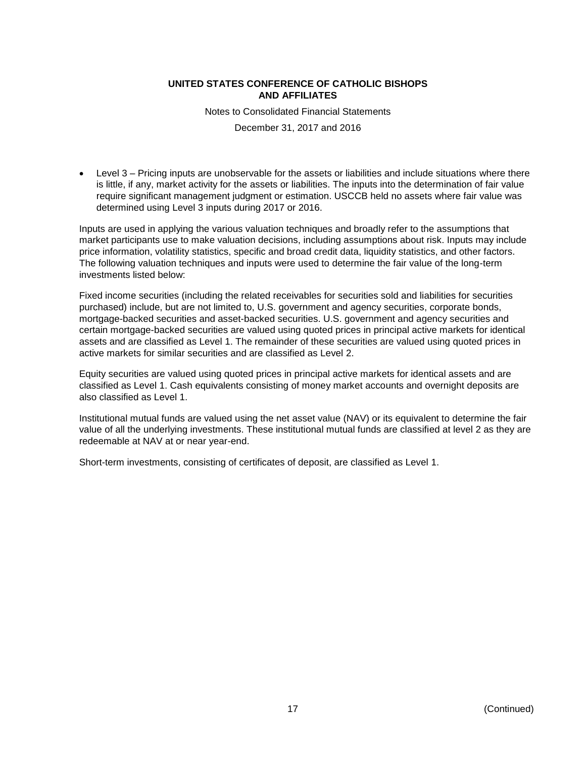- Level 3 – Pricing inputs are unobservable for the assets or liabilities and include situations where there is little, if any, market activity for the assets or liabilities. The inputs into the determination of fair value require significant management judgment or estimation. USCCB held no assets where fair value was determined using Level 3 inputs during 2017 or 2016.

Inputs are used in applying the various valuation techniques and broadly refer to the assumptions that market participants use to make valuation decisions, including assumptions about risk. Inputs may include price information, volatility statistics, specific and broad credit data, liquidity statistics, and other factors. The following valuation techniques and inputs were used to determine the fair value of the long-term investments listed below:

Fixed income securities (including the related receivables for securities sold and liabilities for securities purchased) include, but are not limited to, U.S. government and agency securities, corporate bonds, mortgage-backed securities and asset-backed securities. U.S. government and agency securities and certain mortgage-backed securities are valued using quoted prices in principal active markets for identical assets and are classified as Level 1. The remainder of these securities are valued using quoted prices in active markets for similar securities and are classified as Level 2.

Equity securities are valued using quoted prices in principal active markets for identical assets and are classified as Level 1. Cash equivalents consisting of money market accounts and overnight deposits are also classified as Level 1.

Institutional mutual funds are valued using the net asset value (NAV) or its equivalent to determine the fair value of all the underlying investments. These institutional mutual funds are classified at level 2 as they are redeemable at NAV at or near year-end.

Short-term investments, consisting of certificates of deposit, are classified as Level 1.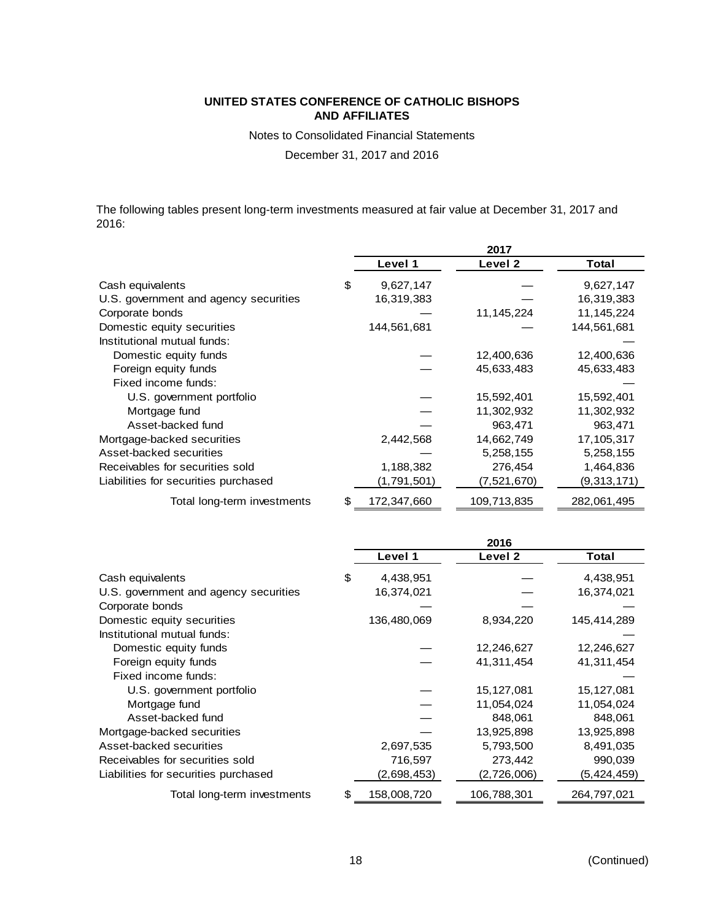**UNITED STATES CONFERENCE OF CATHOLIC BISHOPS AND AFFILIATES**

Notes to Consolidated Financial Statements

December 31, 2017 and 2016

The following tables present long-term investments measured at fair value at December 31, 2017 and 2016:

| | 2017 | | |
|---|---|---|---|
| | Level 1 | Level 2 | Total |
| Cash equivalents | $ 9,627,147 | — | 9,627,147 |
| U.S. government and agency securities | 16,319,383 | — | 16,319,383 |
| Corporate bonds | — | 11,145,224 | 11,145,224 |
| Domestic equity securities | 144,561,681 | — | 144,561,681 |
| Institutional mutual funds: | | | — |
| Domestic equity funds | — | 12,400,636 | 12,400,636 |
| Foreign equity funds | — | 45,633,483 | 45,633,483 |
| Fixed income funds: | | | — |
| U.S. government portfolio | — | 15,592,401 | 15,592,401 |
| Mortgage fund | — | 11,302,932 | 11,302,932 |
| Asset-backed fund | — | 963,471 | 963,471 |
| Mortgage-backed securities | 2,442,568 | 14,662,749 | 17,105,317 |
| Asset-backed securities | — | 5,258,155 | 5,258,155 |
| Receivables for securities sold | 1,188,382 | 276,454 | 1,464,836 |
| Liabilities for securities purchased | (1,791,501) | (7,521,670) | (9,313,171) |
| Total long-term investments | $ 172,347,660 | 109,713,835 | 282,061,495 |

| | 2016 | | |
|---|---|---|---|
| | Level 1 | Level 2 | Total |
| Cash equivalents | $ 4,438,951 | — | 4,438,951 |
| U.S. government and agency securities | 16,374,021 | — | 16,374,021 |
| Corporate bonds | — | — | — |
| Domestic equity securities | 136,480,069 | 8,934,220 | 145,414,289 |
| Institutional mutual funds: | | | — |
| Domestic equity funds | — | 12,246,627 | 12,246,627 |
| Foreign equity funds | — | 41,311,454 | 41,311,454 |
| Fixed income funds: | | | — |
| U.S. government portfolio | — | 15,127,081 | 15,127,081 |
| Mortgage fund | — | 11,054,024 | 11,054,024 |
| Asset-backed fund | — | 848,061 | 848,061 |
| Mortgage-backed securities | — | 13,925,898 | 13,925,898 |
| Asset-backed securities | 2,697,535 | 5,793,500 | 8,491,035 |
| Receivables for securities sold | 716,597 | 273,442 | 990,039 |
| Liabilities for securities purchased | (2,698,453) | (2,726,006) | (5,424,459) |
| Total long-term investments | $ 158,008,720 | 106,788,301 | 264,797,021 |

(Continued)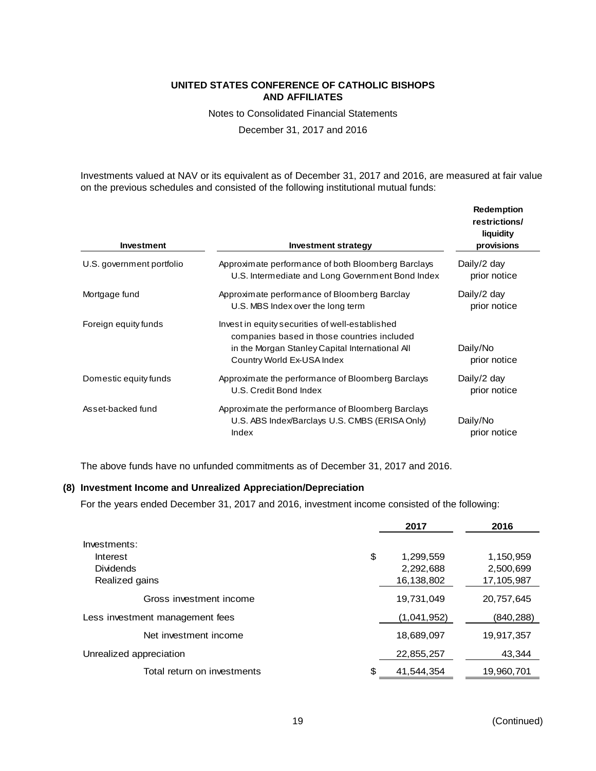Investments valued at NAV or its equivalent as of December 31, 2017 and 2016, are measured at fair value on the previous schedules and consisted of the following institutional mutual funds:

| Investment | Investment strategy | Redemption restrictions/ liquidity provisions |
|---|---|---|
| U.S. government portfolio | Approximate performance of both Bloomberg Barclays U.S. Intermediate and Long Government Bond Index | Daily/2 day prior notice |
| Mortgage fund | Approximate performance of Bloomberg Barclay U.S. MBS Index over the long term | Daily/2 day prior notice |
| Foreign equity funds | Invest in equity securities of well-established companies based in those countries included in the Morgan Stanley Capital International All Country World Ex-USA Index | Daily/No prior notice |
| Domestic equity funds | Approximate the performance of Bloomberg Barclays U.S. Credit Bond Index | Daily/2 day prior notice |
| Asset-backed fund | Approximate the performance of Bloomberg Barclays U.S. ABS Index/Barclays U.S. CMBS (ERISA Only) Index | Daily/No prior notice |

The above funds have no unfunded commitments as of December 31, 2017 and 2016.

## (8) Investment Income and Unrealized Appreciation/Depreciation

For the years ended December 31, 2017 and 2016, investment income consisted of the following:

| | 2017 | 2016 |
|---|---|---|
| Investments: | | |
| Interest | $ 1,299,559 | 1,150,959 |
| Dividends | 2,292,688 | 2,500,699 |
| Realized gains | 16,138,802 | 17,105,987 |
| Gross investment income | 19,731,049 | 20,757,645 |
| Less investment management fees | (1,041,952) | (840,288) |
| Net investment income | 18,689,097 | 19,917,357 |
| Unrealized appreciation | 22,855,257 | 43,344 |
| Total return on investments | $ 41,544,354 | 19,960,701 |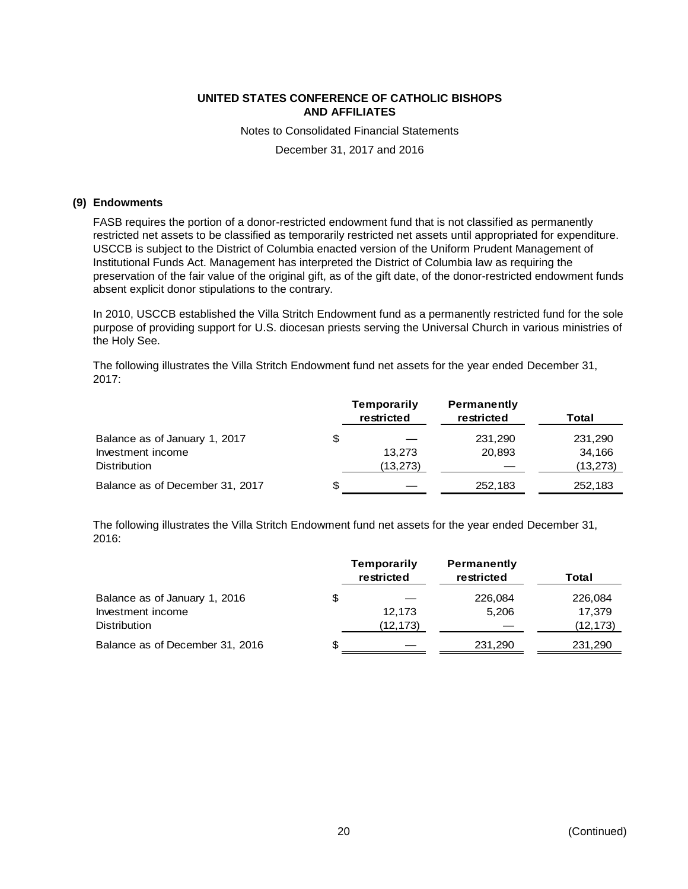**UNITED STATES CONFERENCE OF CATHOLIC BISHOPS AND AFFILIATES**

Notes to Consolidated Financial Statements

December 31, 2017 and 2016

## (9) Endowments

FASB requires the portion of a donor-restricted endowment fund that is not classified as permanently restricted net assets to be classified as temporarily restricted net assets until appropriated for expenditure. USCCB is subject to the District of Columbia enacted version of the Uniform Prudent Management of Institutional Funds Act. Management has interpreted the District of Columbia law as requiring the preservation of the fair value of the original gift, as of the gift date, of the donor-restricted endowment funds absent explicit donor stipulations to the contrary.

In 2010, USCCB established the Villa Stritch Endowment fund as a permanently restricted fund for the sole purpose of providing support for U.S. diocesan priests serving the Universal Church in various ministries of the Holy See.

The following illustrates the Villa Stritch Endowment fund net assets for the year ended December 31, 2017:

| | Temporarily restricted | Permanently restricted | Total |
|---|---|---|---|
| Balance as of January 1, 2017 | $ — | 231,290 | 231,290 |
| Investment income | 13,273 | 20,893 | 34,166 |
| Distribution | (13,273) | — | (13,273) |
| Balance as of December 31, 2017 | $ — | 252,183 | 252,183 |

The following illustrates the Villa Stritch Endowment fund net assets for the year ended December 31, 2016:

| | Temporarily restricted | Permanently restricted | Total |
|---|---|---|---|
| Balance as of January 1, 2016 | $ — | 226,084 | 226,084 |
| Investment income | 12,173 | 5,206 | 17,379 |
| Distribution | (12,173) | — | (12,173) |
| Balance as of December 31, 2016 | $ — | 231,290 | 231,290 |

(Continued)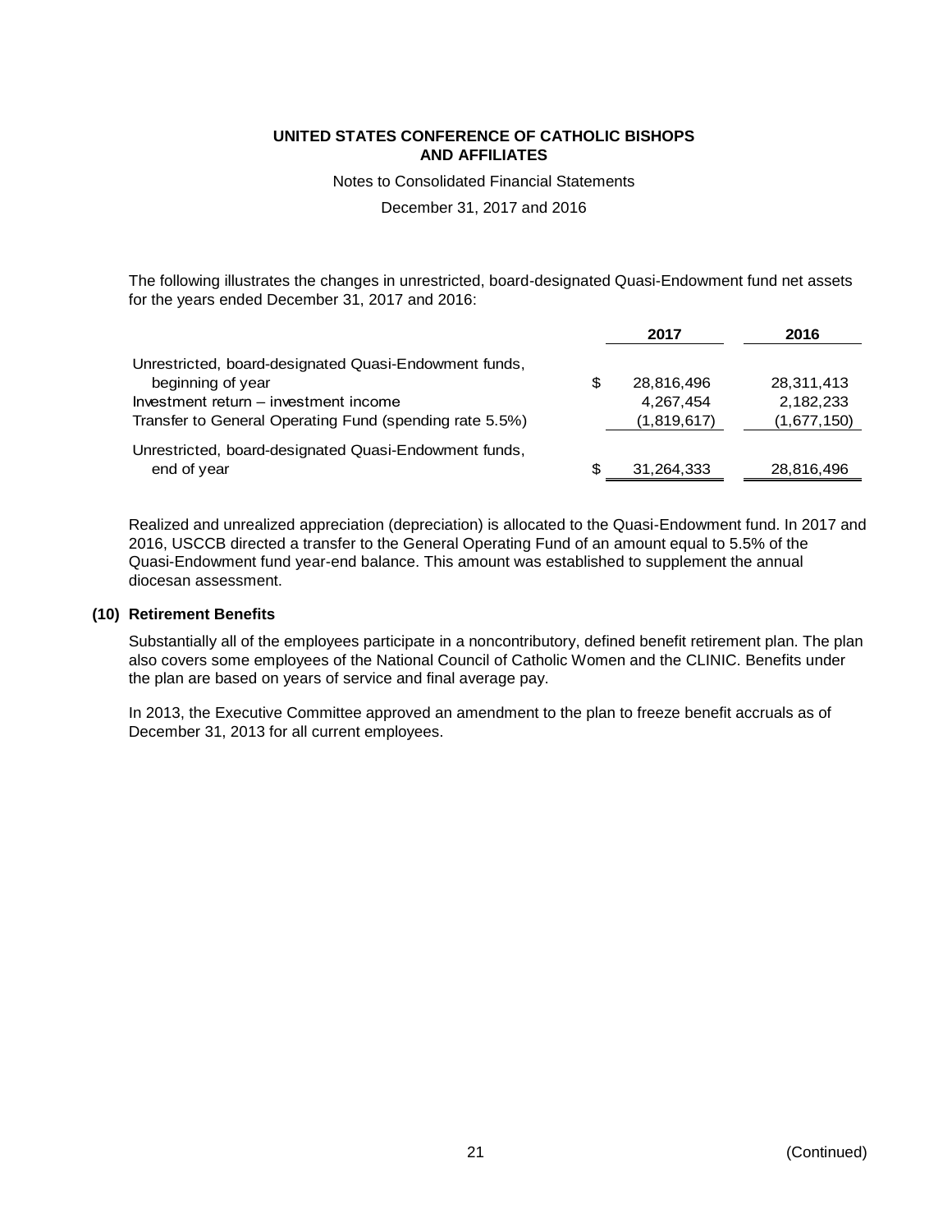The following illustrates the changes in unrestricted, board-designated Quasi-Endowment fund net assets for the years ended December 31, 2017 and 2016:

| | 2017 | 2016 |
|---|---|---|
| Unrestricted, board-designated Quasi-Endowment funds, beginning of year | $ 28,816,496 | 28,311,413 |
| Investment return – investment income | 4,267,454 | 2,182,233 |
| Transfer to General Operating Fund (spending rate 5.5%) | (1,819,617) | (1,677,150) |
| Unrestricted, board-designated Quasi-Endowment funds, end of year | $ 31,264,333 | 28,816,496 |

Realized and unrealized appreciation (depreciation) is allocated to the Quasi-Endowment fund. In 2017 and 2016, USCCB directed a transfer to the General Operating Fund of an amount equal to 5.5% of the Quasi-Endowment fund year-end balance. This amount was established to supplement the annual diocesan assessment.

## (10) Retirement Benefits

Substantially all of the employees participate in a noncontributory, defined benefit retirement plan. The plan also covers some employees of the National Council of Catholic Women and the CLINIC. Benefits under the plan are based on years of service and final average pay.

In 2013, the Executive Committee approved an amendment to the plan to freeze benefit accruals as of December 31, 2013 for all current employees.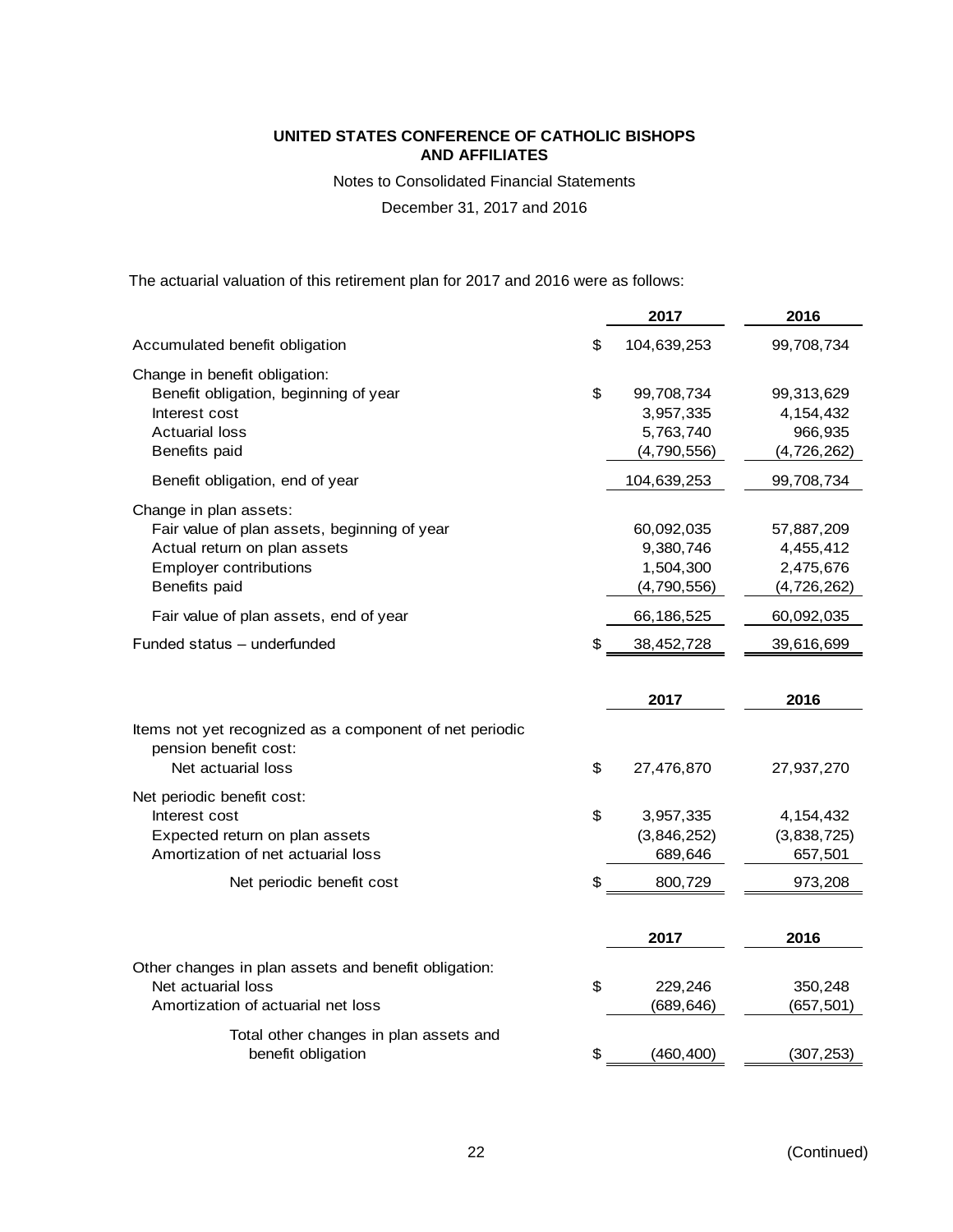**UNITED STATES CONFERENCE OF CATHOLIC BISHOPS AND AFFILIATES**

Notes to Consolidated Financial Statements

December 31, 2017 and 2016

The actuarial valuation of this retirement plan for 2017 and 2016 were as follows:

| | | 2017 | 2016 |
|---|---|---|---|
| Accumulated benefit obligation | $ | 104,639,253 | 99,708,734 |
| Change in benefit obligation: | | | |
| Benefit obligation, beginning of year | $ | 99,708,734 | 99,313,629 |
| Interest cost | | 3,957,335 | 4,154,432 |
| Actuarial loss | | 5,763,740 | 966,935 |
| Benefits paid | | (4,790,556) | (4,726,262) |
| Benefit obligation, end of year | | 104,639,253 | 99,708,734 |
| Change in plan assets: | | | |
| Fair value of plan assets, beginning of year | | 60,092,035 | 57,887,209 |
| Actual return on plan assets | | 9,380,746 | 4,455,412 |
| Employer contributions | | 1,504,300 | 2,475,676 |
| Benefits paid | | (4,790,556) | (4,726,262) |
| Fair value of plan assets, end of year | | 66,186,525 | 60,092,035 |
| Funded status – underfunded | $ | 38,452,728 | 39,616,699 |

| | | 2017 | 2016 |
|---|---|---|---|
| Items not yet recognized as a component of net periodic pension benefit cost: | | | |
| Net actuarial loss | $ | 27,476,870 | 27,937,270 |
| Net periodic benefit cost: | | | |
| Interest cost | $ | 3,957,335 | 4,154,432 |
| Expected return on plan assets | | (3,846,252) | (3,838,725) |
| Amortization of net actuarial loss | | 689,646 | 657,501 |
| Net periodic benefit cost | $ | 800,729 | 973,208 |

| | | 2017 | 2016 |
|---|---|---|---|
| Other changes in plan assets and benefit obligation: | | | |
| Net actuarial loss | $ | 229,246 | 350,248 |
| Amortization of actuarial net loss | | (689,646) | (657,501) |
| Total other changes in plan assets and benefit obligation | $ | (460,400) | (307,253) |

(Continued)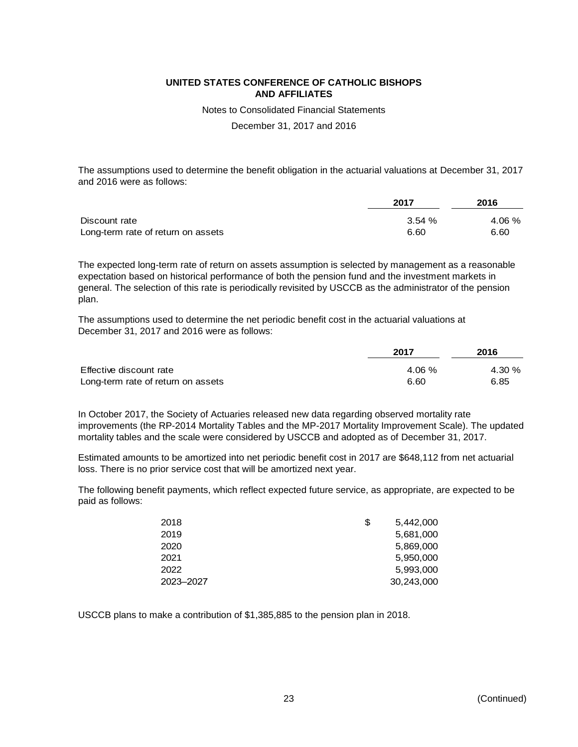The assumptions used to determine the benefit obligation in the actuarial valuations at December 31, 2017 and 2016 were as follows:

| | 2017 | 2016 |
|---|---|---|
| Discount rate | 3.54 % | 4.06 % |
| Long-term rate of return on assets | 6.60 | 6.60 |

The expected long-term rate of return on assets assumption is selected by management as a reasonable expectation based on historical performance of both the pension fund and the investment markets in general. The selection of this rate is periodically revisited by USCCB as the administrator of the pension plan.

The assumptions used to determine the net periodic benefit cost in the actuarial valuations at December 31, 2017 and 2016 were as follows:

| | 2017 | 2016 |
|---|---|---|
| Effective discount rate | 4.06 % | 4.30 % |
| Long-term rate of return on assets | 6.60 | 6.85 |

In October 2017, the Society of Actuaries released new data regarding observed mortality rate improvements (the RP-2014 Mortality Tables and the MP-2017 Mortality Improvement Scale). The updated mortality tables and the scale were considered by USCCB and adopted as of December 31, 2017.

Estimated amounts to be amortized into net periodic benefit cost in 2017 are $648,112 from net actuarial loss. There is no prior service cost that will be amortized next year.

The following benefit payments, which reflect expected future service, as appropriate, are expected to be paid as follows:

| | |
|---|---|
| 2018 | $ 5,442,000 |
| 2019 | 5,681,000 |
| 2020 | 5,869,000 |
| 2021 | 5,950,000 |
| 2022 | 5,993,000 |
| 2023–2027 | 30,243,000 |

USCCB plans to make a contribution of $1,385,885 to the pension plan in 2018.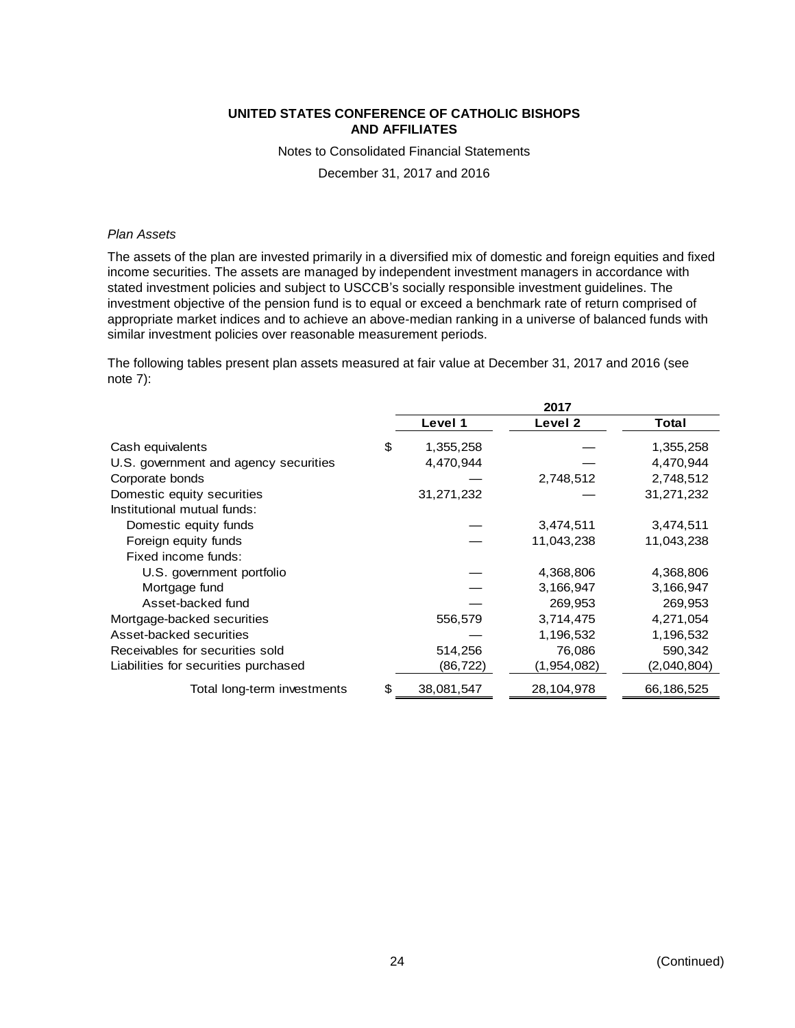*Plan Assets*

The assets of the plan are invested primarily in a diversified mix of domestic and foreign equities and fixed income securities. The assets are managed by independent investment managers in accordance with stated investment policies and subject to USCCB's socially responsible investment guidelines. The investment objective of the pension fund is to equal or exceed a benchmark rate of return comprised of appropriate market indices and to achieve an above-median ranking in a universe of balanced funds with similar investment policies over reasonable measurement periods.

The following tables present plan assets measured at fair value at December 31, 2017 and 2016 (see note 7):

| | 2017 | | |
|---|---|---|---|
| | **Level 1** | **Level 2** | **Total** |
| Cash equivalents | $ 1,355,258 | — | 1,355,258 |
| U.S. government and agency securities | 4,470,944 | — | 4,470,944 |
| Corporate bonds | — | 2,748,512 | 2,748,512 |
| Domestic equity securities | 31,271,232 | — | 31,271,232 |
| Institutional mutual funds: | | | |
| Domestic equity funds | — | 3,474,511 | 3,474,511 |
| Foreign equity funds | — | 11,043,238 | 11,043,238 |
| Fixed income funds: | | | |
| U.S. government portfolio | — | 4,368,806 | 4,368,806 |
| Mortgage fund | — | 3,166,947 | 3,166,947 |
| Asset-backed fund | — | 269,953 | 269,953 |
| Mortgage-backed securities | 556,579 | 3,714,475 | 4,271,054 |
| Asset-backed securities | — | 1,196,532 | 1,196,532 |
| Receivables for securities sold | 514,256 | 76,086 | 590,342 |
| Liabilities for securities purchased | (86,722) | (1,954,082) | (2,040,804) |
| Total long-term investments | $ 38,081,547 | 28,104,978 | 66,186,525 |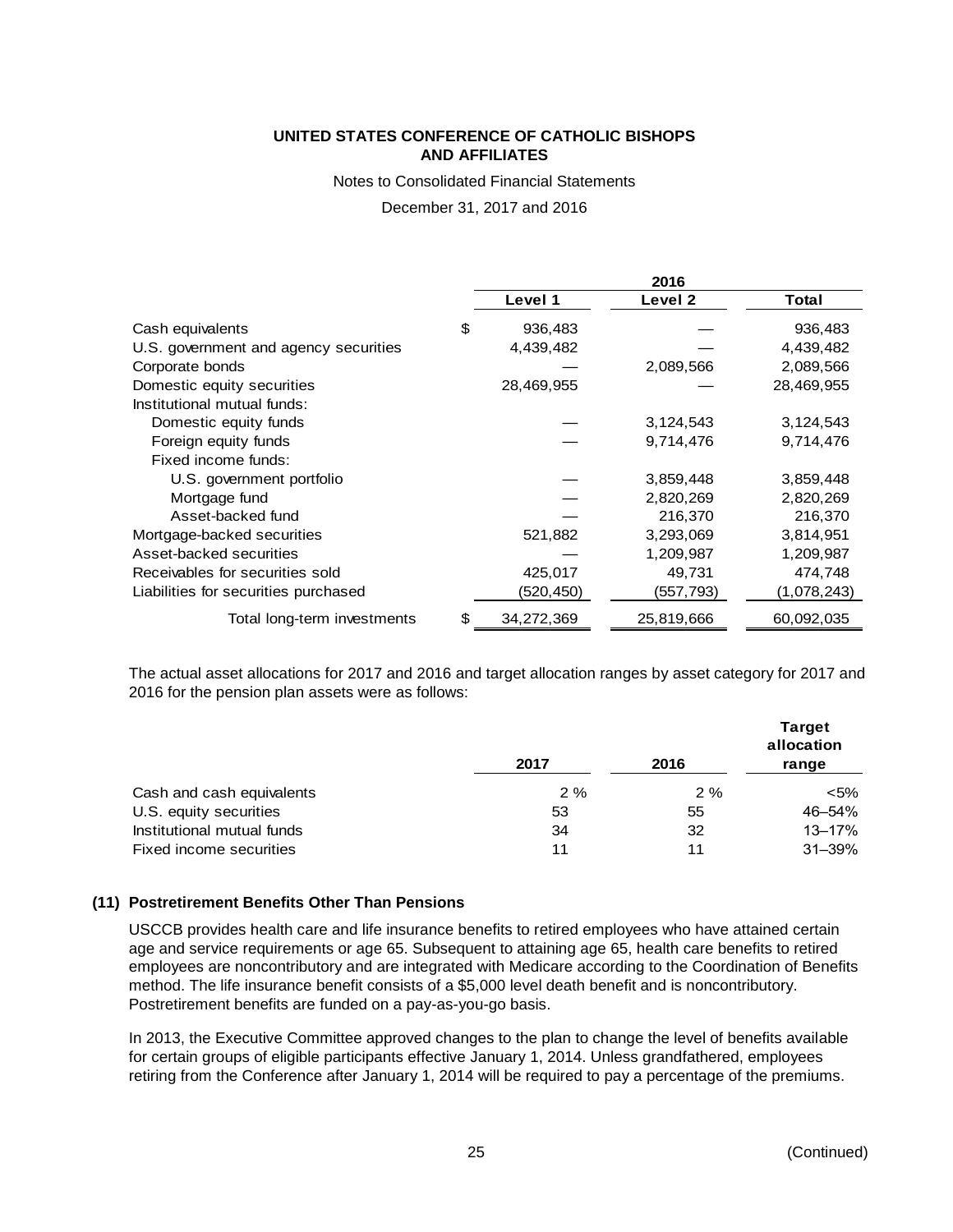| | 2016 | | |
|---|---|---|---|
| | Level 1 | Level 2 | Total |
| Cash equivalents | $ 936,483 | — | 936,483 |
| U.S. government and agency securities | 4,439,482 | — | 4,439,482 |
| Corporate bonds | — | 2,089,566 | 2,089,566 |
| Domestic equity securities | 28,469,955 | — | 28,469,955 |
| Institutional mutual funds: | | | |
| Domestic equity funds | — | 3,124,543 | 3,124,543 |
| Foreign equity funds | — | 9,714,476 | 9,714,476 |
| Fixed income funds: | | | |
| U.S. government portfolio | — | 3,859,448 | 3,859,448 |
| Mortgage fund | — | 2,820,269 | 2,820,269 |
| Asset-backed fund | — | 216,370 | 216,370 |
| Mortgage-backed securities | 521,882 | 3,293,069 | 3,814,951 |
| Asset-backed securities | — | 1,209,987 | 1,209,987 |
| Receivables for securities sold | 425,017 | 49,731 | 474,748 |
| Liabilities for securities purchased | (520,450) | (557,793) | (1,078,243) |
| Total long-term investments | $ 34,272,369 | 25,819,666 | 60,092,035 |

The actual asset allocations for 2017 and 2016 and target allocation ranges by asset category for 2017 and 2016 for the pension plan assets were as follows:

| | 2017 | 2016 | Target allocation range |
|---|---|---|---|
| Cash and cash equivalents | 2 % | 2 % | <5% |
| U.S. equity securities | 53 | 55 | 46–54% |
| Institutional mutual funds | 34 | 32 | 13–17% |
| Fixed income securities | 11 | 11 | 31–39% |

### (11) Postretirement Benefits Other Than Pensions

USCCB provides health care and life insurance benefits to retired employees who have attained certain age and service requirements or age 65. Subsequent to attaining age 65, health care benefits to retired employees are noncontributory and are integrated with Medicare according to the Coordination of Benefits method. The life insurance benefit consists of a $5,000 level death benefit and is noncontributory. Postretirement benefits are funded on a pay-as-you-go basis.

In 2013, the Executive Committee approved changes to the plan to change the level of benefits available for certain groups of eligible participants effective January 1, 2014. Unless grandfathered, employees retiring from the Conference after January 1, 2014 will be required to pay a percentage of the premiums.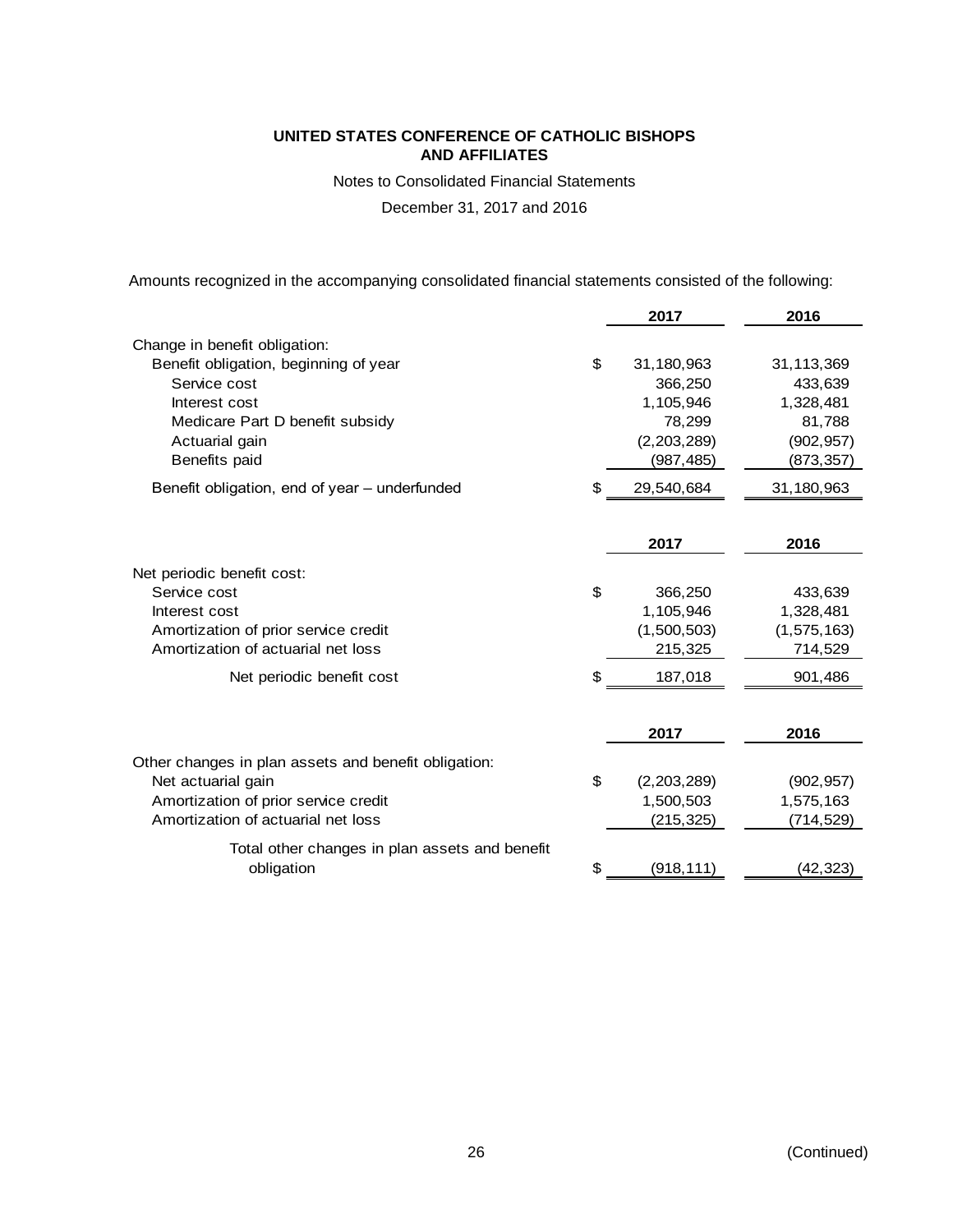**UNITED STATES CONFERENCE OF CATHOLIC BISHOPS AND AFFILIATES**

Notes to Consolidated Financial Statements

December 31, 2017 and 2016

Amounts recognized in the accompanying consolidated financial statements consisted of the following:

| | | 2017 | 2016 |
|---|---|---|---|
| Change in benefit obligation: | | | |
| Benefit obligation, beginning of year | $ | 31,180,963 | 31,113,369 |
| Service cost | | 366,250 | 433,639 |
| Interest cost | | 1,105,946 | 1,328,481 |
| Medicare Part D benefit subsidy | | 78,299 | 81,788 |
| Actuarial gain | | (2,203,289) | (902,957) |
| Benefits paid | | (987,485) | (873,357) |
| Benefit obligation, end of year – underfunded | $ | 29,540,684 | 31,180,963 |

| | | 2017 | 2016 |
|---|---|---|---|
| Net periodic benefit cost: | | | |
| Service cost | $ | 366,250 | 433,639 |
| Interest cost | | 1,105,946 | 1,328,481 |
| Amortization of prior service credit | | (1,500,503) | (1,575,163) |
| Amortization of actuarial net loss | | 215,325 | 714,529 |
| Net periodic benefit cost | $ | 187,018 | 901,486 |

| | | 2017 | 2016 |
|---|---|---|---|
| Other changes in plan assets and benefit obligation: | | | |
| Net actuarial gain | $ | (2,203,289) | (902,957) |
| Amortization of prior service credit | | 1,500,503 | 1,575,163 |
| Amortization of actuarial net loss | | (215,325) | (714,529) |
| Total other changes in plan assets and benefit obligation | $ | (918,111) | (42,323) |

(Continued)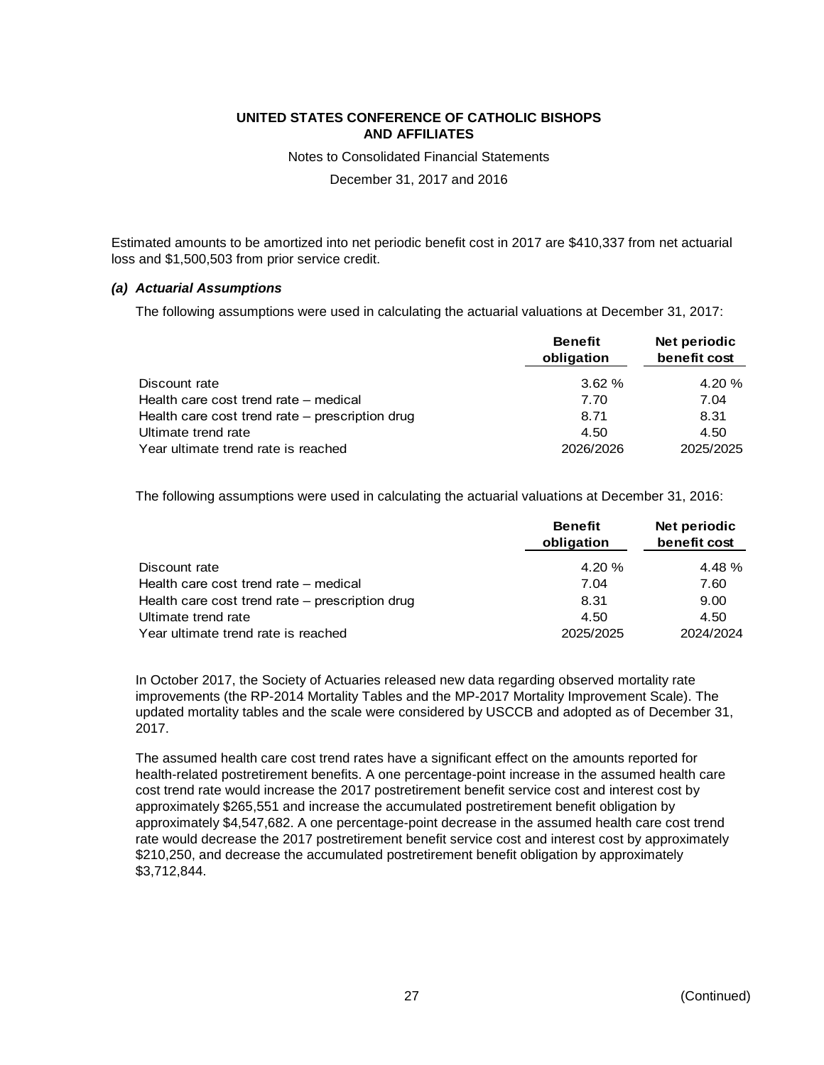Estimated amounts to be amortized into net periodic benefit cost in 2017 are $410,337 from net actuarial loss and $1,500,503 from prior service credit.

#### *(a) Actuarial Assumptions*

The following assumptions were used in calculating the actuarial valuations at December 31, 2017:

| | Benefit obligation | Net periodic benefit cost |
|---|---|---|
| Discount rate | 3.62 % | 4.20 % |
| Health care cost trend rate – medical | 7.70 | 7.04 |
| Health care cost trend rate – prescription drug | 8.71 | 8.31 |
| Ultimate trend rate | 4.50 | 4.50 |
| Year ultimate trend rate is reached | 2026/2026 | 2025/2025 |

The following assumptions were used in calculating the actuarial valuations at December 31, 2016:

| | Benefit obligation | Net periodic benefit cost |
|---|---|---|
| Discount rate | 4.20 % | 4.48 % |
| Health care cost trend rate – medical | 7.04 | 7.60 |
| Health care cost trend rate – prescription drug | 8.31 | 9.00 |
| Ultimate trend rate | 4.50 | 4.50 |
| Year ultimate trend rate is reached | 2025/2025 | 2024/2024 |

In October 2017, the Society of Actuaries released new data regarding observed mortality rate improvements (the RP-2014 Mortality Tables and the MP-2017 Mortality Improvement Scale). The updated mortality tables and the scale were considered by USCCB and adopted as of December 31, 2017.

The assumed health care cost trend rates have a significant effect on the amounts reported for health-related postretirement benefits. A one percentage-point increase in the assumed health care cost trend rate would increase the 2017 postretirement benefit service cost and interest cost by approximately $265,551 and increase the accumulated postretirement benefit obligation by approximately $4,547,682. A one percentage-point decrease in the assumed health care cost trend rate would decrease the 2017 postretirement benefit service cost and interest cost by approximately $210,250, and decrease the accumulated postretirement benefit obligation by approximately $3,712,844.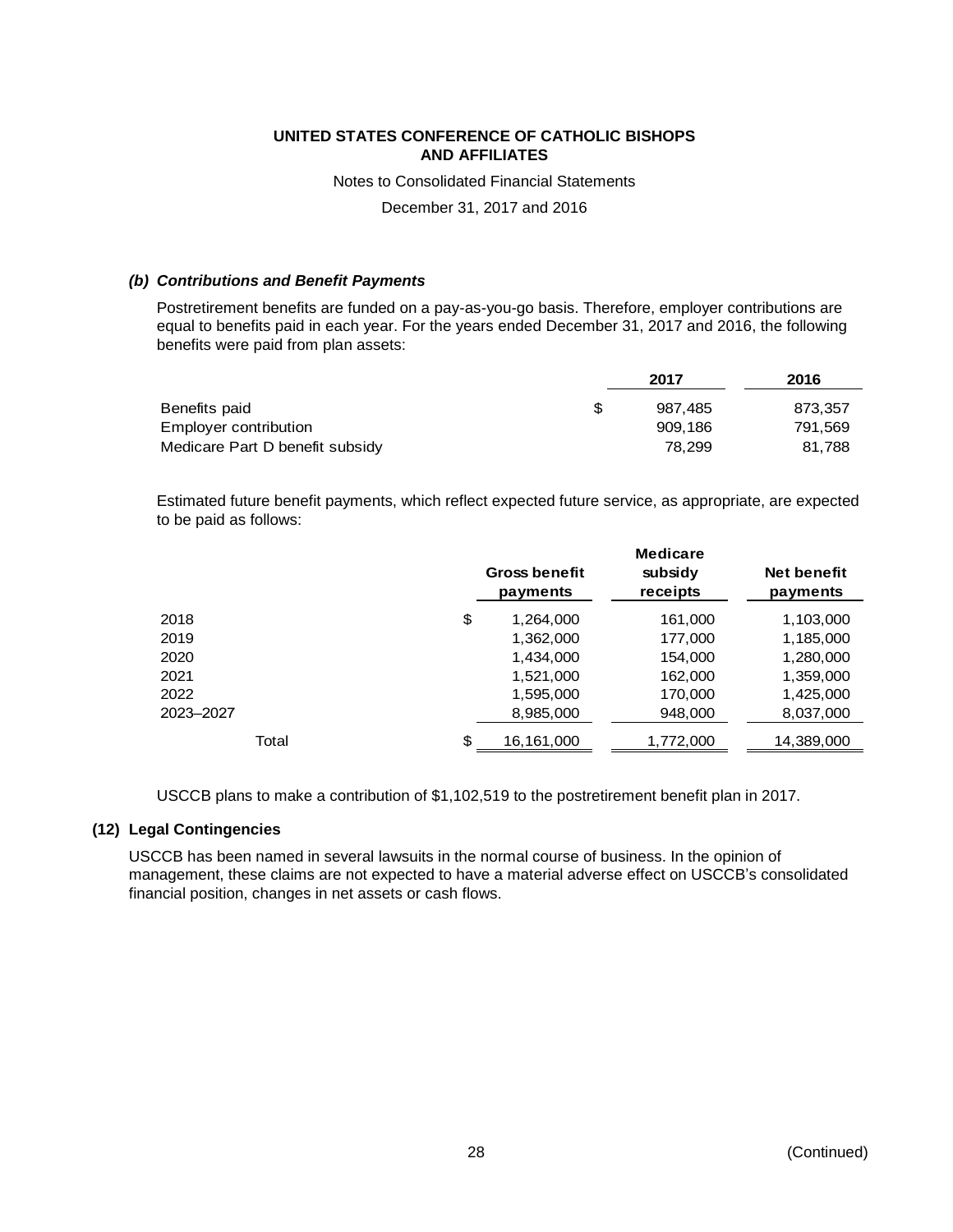# UNITED STATES CONFERENCE OF CATHOLIC BISHOPS AND AFFILIATES

Notes to Consolidated Financial Statements

December 31, 2017 and 2016

### *(b) Contributions and Benefit Payments*

Postretirement benefits are funded on a pay-as-you-go basis. Therefore, employer contributions are equal to benefits paid in each year. For the years ended December 31, 2017 and 2016, the following benefits were paid from plan assets:

| | 2017 | 2016 |
|---|---|---|
| Benefits paid | $ 987,485 | 873,357 |
| Employer contribution | 909,186 | 791,569 |
| Medicare Part D benefit subsidy | 78,299 | 81,788 |

Estimated future benefit payments, which reflect expected future service, as appropriate, are expected to be paid as follows:

| | Gross benefit payments | Medicare subsidy receipts | Net benefit payments |
|---|---|---|---|
| 2018 | $ 1,264,000 | 161,000 | 1,103,000 |
| 2019 | 1,362,000 | 177,000 | 1,185,000 |
| 2020 | 1,434,000 | 154,000 | 1,280,000 |
| 2021 | 1,521,000 | 162,000 | 1,359,000 |
| 2022 | 1,595,000 | 170,000 | 1,425,000 |
| 2023–2027 | 8,985,000 | 948,000 | 8,037,000 |
| Total | $ 16,161,000 | 1,772,000 | 14,389,000 |

USCCB plans to make a contribution of $1,102,519 to the postretirement benefit plan in 2017.

## (12) Legal Contingencies

USCCB has been named in several lawsuits in the normal course of business. In the opinion of management, these claims are not expected to have a material adverse effect on USCCB's consolidated financial position, changes in net assets or cash flows.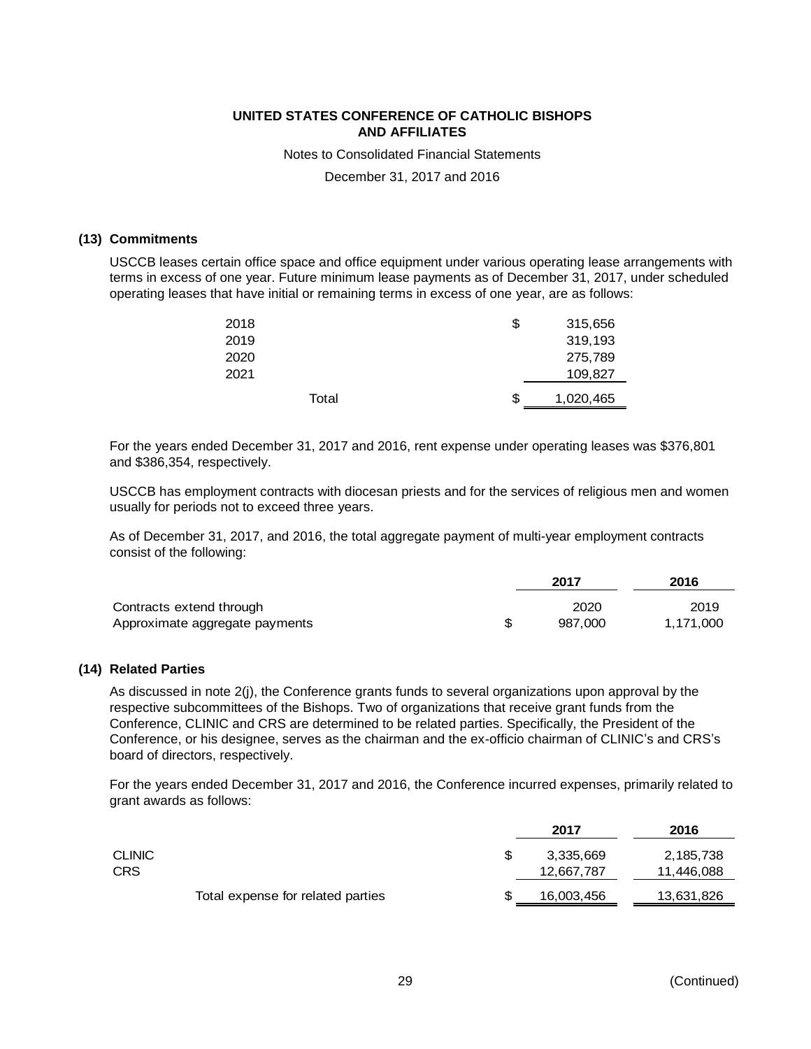**UNITED STATES CONFERENCE OF CATHOLIC BISHOPS AND AFFILIATES**

Notes to Consolidated Financial Statements

December 31, 2017 and 2016

### (13) Commitments

USCCB leases certain office space and office equipment under various operating lease arrangements with terms in excess of one year. Future minimum lease payments as of December 31, 2017, under scheduled operating leases that have initial or remaining terms in excess of one year, are as follows:

| | |
|---|---|
| 2018 | $ 315,656 |
| 2019 | 319,193 |
| 2020 | 275,789 |
| 2021 | 109,827 |
| Total | $ 1,020,465 |

For the years ended December 31, 2017 and 2016, rent expense under operating leases was $376,801 and $386,354, respectively.

USCCB has employment contracts with diocesan priests and for the services of religious men and women usually for periods not to exceed three years.

As of December 31, 2017, and 2016, the total aggregate payment of multi-year employment contracts consist of the following:

| | 2017 | 2016 |
|---|---|---|
| Contracts extend through | 2020 | 2019 |
| Approximate aggregate payments | $ 987,000 | 1,171,000 |

### (14) Related Parties

As discussed in note 2(j), the Conference grants funds to several organizations upon approval by the respective subcommittees of the Bishops. Two of organizations that receive grant funds from the Conference, CLINIC and CRS are determined to be related parties. Specifically, the President of the Conference, or his designee, serves as the chairman and the ex-officio chairman of CLINIC's and CRS's board of directors, respectively.

For the years ended December 31, 2017 and 2016, the Conference incurred expenses, primarily related to grant awards as follows:

| | 2017 | 2016 |
|---|---|---|
| CLINIC | $ 3,335,669 | 2,185,738 |
| CRS | 12,667,787 | 11,446,088 |
| Total expense for related parties | $ 16,003,456 | 13,631,826 |

(Continued)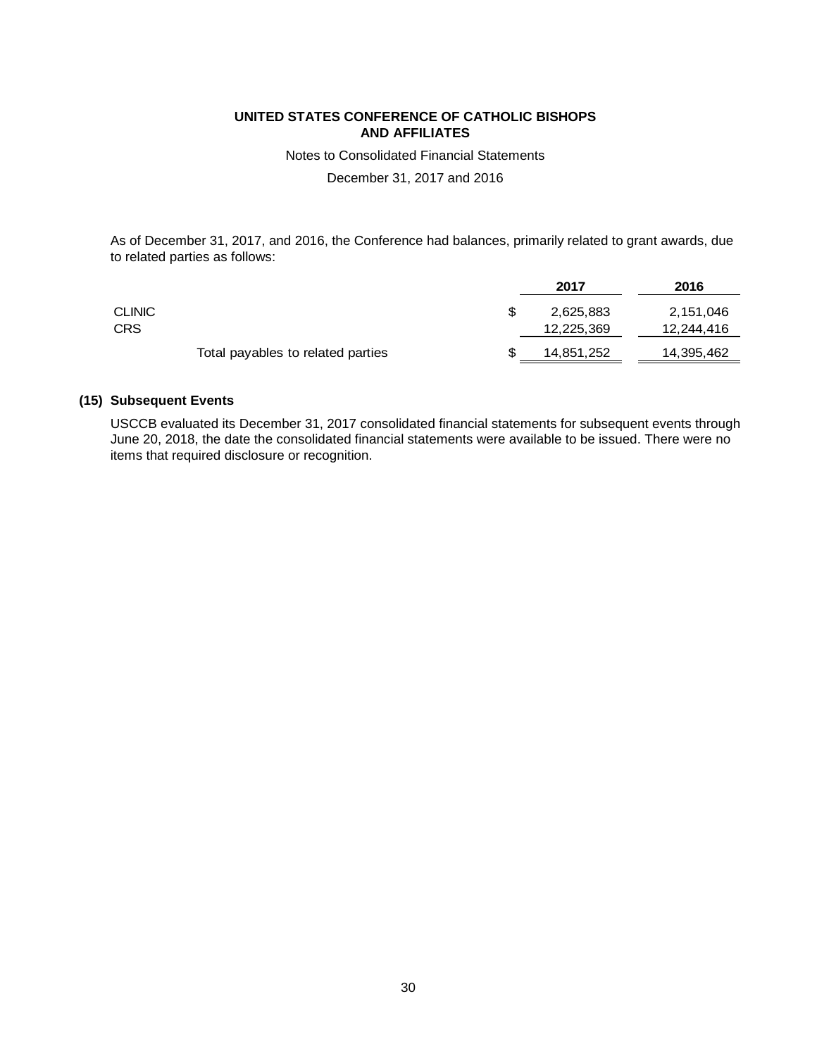As of December 31, 2017, and 2016, the Conference had balances, primarily related to grant awards, due to related parties as follows:

| | 2017 | 2016 |
|---|---|---|
| CLINIC | $ 2,625,883 | 2,151,046 |
| CRS | 12,225,369 | 12,244,416 |
| Total payables to related parties | $ 14,851,252 | 14,395,462 |

## (15) Subsequent Events

USCCB evaluated its December 31, 2017 consolidated financial statements for subsequent events through June 20, 2018, the date the consolidated financial statements were available to be issued. There were no items that required disclosure or recognition.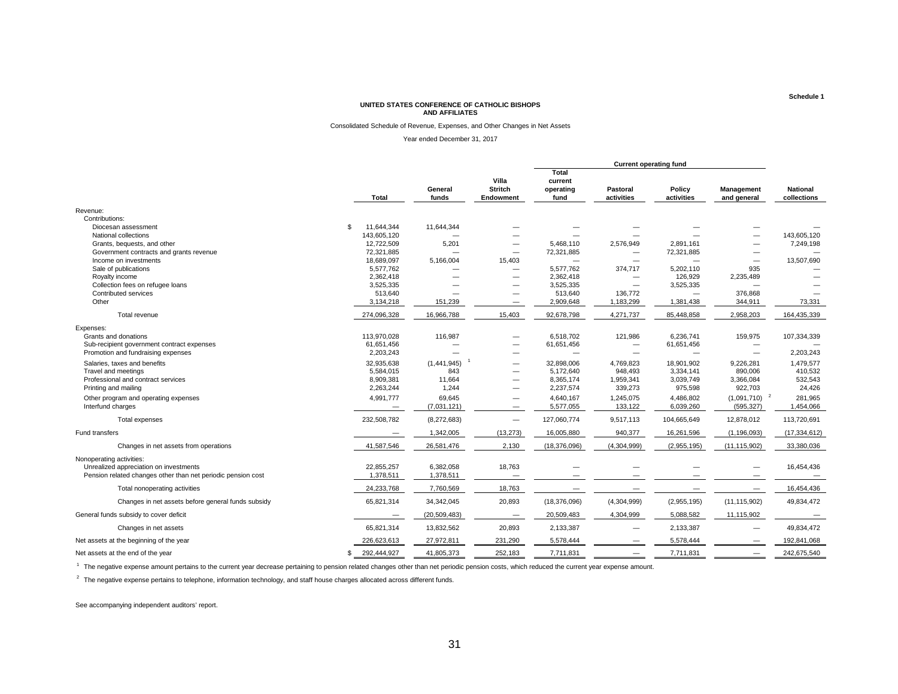Schedule 1

**UNITED STATES CONFERENCE OF CATHOLIC BISHOPS AND AFFILIATES**

Consolidated Schedule of Revenue, Expenses, and Other Changes in Net Assets

Year ended December 31, 2017

| | Total | General funds | Villa Stritch Endowment | Current operating fund | | | | | National collections |
|---|---|---|---|---|---|---|---|---|---|
| | | | | Total current operating fund | Pastoral activities | Policy activities | Management and general | | |
| **Revenue:** | | | | | | | | | |
| Contributions: | | | | | | | | | |
| Diocesan assessment | $ 11,644,344 | 11,644,344 | — | — | — | — | — | | — |
| National collections | 143,605,120 | — | — | — | — | — | — | | 143,605,120 |
| Grants, bequests, and other | 12,722,509 | 5,201 | — | 5,468,110 | 2,576,949 | 2,891,161 | — | | 7,249,198 |
| Government contracts and grants revenue | 72,321,885 | — | — | 72,321,885 | — | 72,321,885 | — | | — |
| Income on investments | 18,689,097 | 5,166,004 | 15,403 | — | — | — | — | | 13,507,690 |
| Sale of publications | 5,577,762 | — | — | 5,577,762 | 374,717 | 5,202,110 | 935 | | — |
| Royalty income | 2,362,418 | — | — | 2,362,418 | — | 126,929 | 2,235,489 | | — |
| Collection fees on refugee loans | 3,525,335 | — | — | 3,525,335 | — | 3,525,335 | — | | — |
| Contributed services | 513,640 | — | — | 513,640 | 136,772 | — | 376,868 | | — |
| Other | 3,134,218 | 151,239 | — | 2,909,648 | 1,183,299 | 1,381,438 | 344,911 | | 73,331 |
| Total revenue | 274,096,328 | 16,966,788 | 15,403 | 92,678,798 | 4,271,737 | 85,448,858 | 2,958,203 | | 164,435,339 |
| **Expenses:** | | | | | | | | | |
| Grants and donations | 113,970,028 | 116,987 | — | 6,518,702 | 121,986 | 6,236,741 | 159,975 | | 107,334,339 |
| Sub-recipient government contract expenses | 61,651,456 | — | — | 61,651,456 | — | 61,651,456 | — | | — |
| Promotion and fundraising expenses | 2,203,243 | — | — | — | — | — | — | | 2,203,243 |
| Salaries, taxes and benefits | 32,935,638 | (1,441,945) [1] | — | 32,898,006 | 4,769,823 | 18,901,902 | 9,226,281 | | 1,479,577 |
| Travel and meetings | 5,584,015 | 843 | — | 5,172,640 | 948,493 | 3,334,141 | 890,006 | | 410,532 |
| Professional and contract services | 8,909,381 | 11,664 | — | 8,365,174 | 1,959,341 | 3,039,749 | 3,366,084 | | 532,543 |
| Printing and mailing | 2,263,244 | 1,244 | — | 2,237,574 | 339,273 | 975,598 | 922,703 | | 24,426 |
| Other program and operating expenses | 4,991,777 | 69,645 | — | 4,640,167 | 1,245,075 | 4,486,802 | (1,091,710) [2] | | 281,965 |
| Interfund charges | — | (7,031,121) | — | 5,577,055 | 133,122 | 6,039,260 | (595,327) | | 1,454,066 |
| Total expenses | 232,508,782 | (8,272,683) | — | 127,060,774 | 9,517,113 | 104,665,649 | 12,878,012 | | 113,720,691 |
| Fund transfers | — | 1,342,005 | (13,273) | 16,005,880 | 940,377 | 16,261,596 | (1,196,093) | | (17,334,612) |
| Changes in net assets from operations | 41,587,546 | 26,581,476 | 2,130 | (18,376,096) | (4,304,999) | (2,955,195) | (11,115,902) | | 33,380,036 |
| **Nonoperating activities:** | | | | | | | | | |
| Unrealized appreciation on investments | 22,855,257 | 6,382,058 | 18,763 | — | — | — | — | | 16,454,436 |
| Pension related changes other than net periodic pension cost | 1,378,511 | 1,378,511 | — | — | — | — | — | | — |
| Total nonoperating activities | 24,233,768 | 7,760,569 | 18,763 | — | — | — | — | | 16,454,436 |
| Changes in net assets before general funds subsidy | 65,821,314 | 34,342,045 | 20,893 | (18,376,096) | (4,304,999) | (2,955,195) | (11,115,902) | | 49,834,472 |
| General funds subsidy to cover deficit | — | (20,509,483) | — | 20,509,483 | 4,304,999 | 5,088,582 | 11,115,902 | | — |
| Changes in net assets | 65,821,314 | 13,832,562 | 20,893 | 2,133,387 | — | 2,133,387 | — | | 49,834,472 |
| Net assets at the beginning of the year | 226,623,613 | 27,972,811 | 231,290 | 5,578,444 | — | 5,578,444 | — | | 192,841,068 |
| Net assets at the end of the year | $ 292,444,927 | 41,805,373 | 252,183 | 7,711,831 | — | 7,711,831 | — | | 242,675,540 |

[1] The negative expense amount pertains to the current year decrease pertaining to pension related changes other than net periodic pension costs, which reduced the current year expense amount.

[2] The negative expense pertains to telephone, information technology, and staff house charges allocated across different funds.

See accompanying independent auditors' report.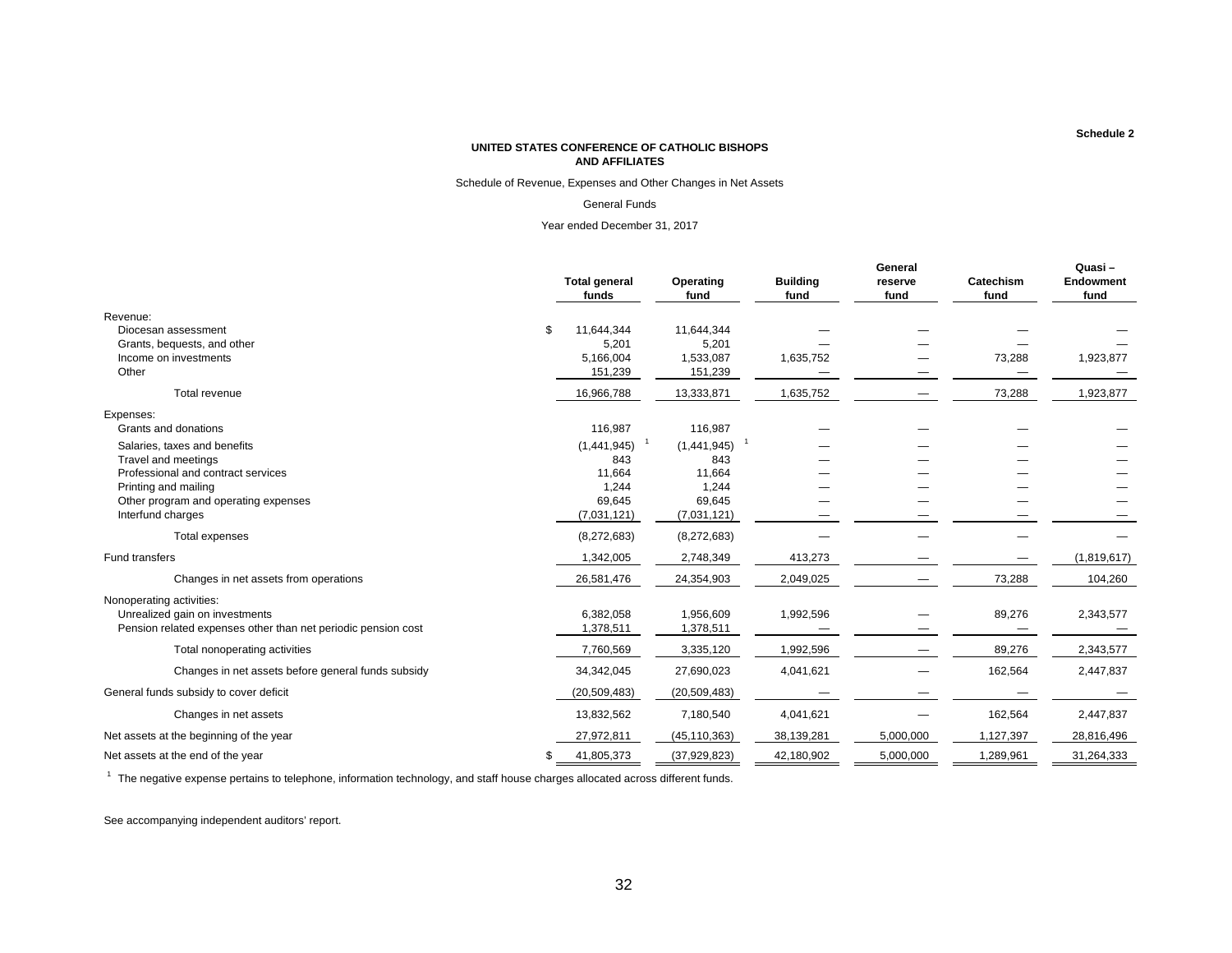Schedule 2

**UNITED STATES CONFERENCE OF CATHOLIC BISHOPS AND AFFILIATES**

Schedule of Revenue, Expenses and Other Changes in Net Assets

General Funds

Year ended December 31, 2017

| | Total general funds | Operating fund | Building fund | General reserve fund | Catechism fund | Quasi – Endowment fund |
|---|---|---|---|---|---|---|
| Revenue: | | | | | | |
| Diocesan assessment | $ 11,644,344 | 11,644,344 | — | — | — | — |
| Grants, bequests, and other | 5,201 | 5,201 | — | — | — | — |
| Income on investments | 5,166,004 | 1,533,087 | 1,635,752 | — | 73,288 | 1,923,877 |
| Other | 151,239 | 151,239 | — | — | — | — |
| Total revenue | 16,966,788 | 13,333,871 | 1,635,752 | — | 73,288 | 1,923,877 |
| Expenses: | | | | | | |
| Grants and donations | 116,987 | 116,987 | — | — | — | — |
| Salaries, taxes and benefits | (1,441,945) [1] | (1,441,945) [1] | — | — | — | — |
| Travel and meetings | 843 | 843 | — | — | — | — |
| Professional and contract services | 11,664 | 11,664 | — | — | — | — |
| Printing and mailing | 1,244 | 1,244 | — | — | — | — |
| Other program and operating expenses | 69,645 | 69,645 | — | — | — | — |
| Interfund charges | (7,031,121) | (7,031,121) | — | — | — | — |
| Total expenses | (8,272,683) | (8,272,683) | — | — | — | — |
| Fund transfers | 1,342,005 | 2,748,349 | 413,273 | — | — | (1,819,617) |
| Changes in net assets from operations | 26,581,476 | 24,354,903 | 2,049,025 | — | 73,288 | 104,260 |
| Nonoperating activities: | | | | | | |
| Unrealized gain on investments | 6,382,058 | 1,956,609 | 1,992,596 | — | 89,276 | 2,343,577 |
| Pension related expenses other than net periodic pension cost | 1,378,511 | 1,378,511 | — | — | — | — |
| Total nonoperating activities | 7,760,569 | 3,335,120 | 1,992,596 | — | 89,276 | 2,343,577 |
| Changes in net assets before general funds subsidy | 34,342,045 | 27,690,023 | 4,041,621 | — | 162,564 | 2,447,837 |
| General funds subsidy to cover deficit | (20,509,483) | (20,509,483) | — | — | — | — |
| Changes in net assets | 13,832,562 | 7,180,540 | 4,041,621 | — | 162,564 | 2,447,837 |
| Net assets at the beginning of the year | 27,972,811 | (45,110,363) | 38,139,281 | 5,000,000 | 1,127,397 | 28,816,496 |
| Net assets at the end of the year | $ 41,805,373 | (37,929,823) | 42,180,902 | 5,000,000 | 1,289,961 | 31,264,333 |

[1] The negative expense pertains to telephone, information technology, and staff house charges allocated across different funds.

See accompanying independent auditors' report.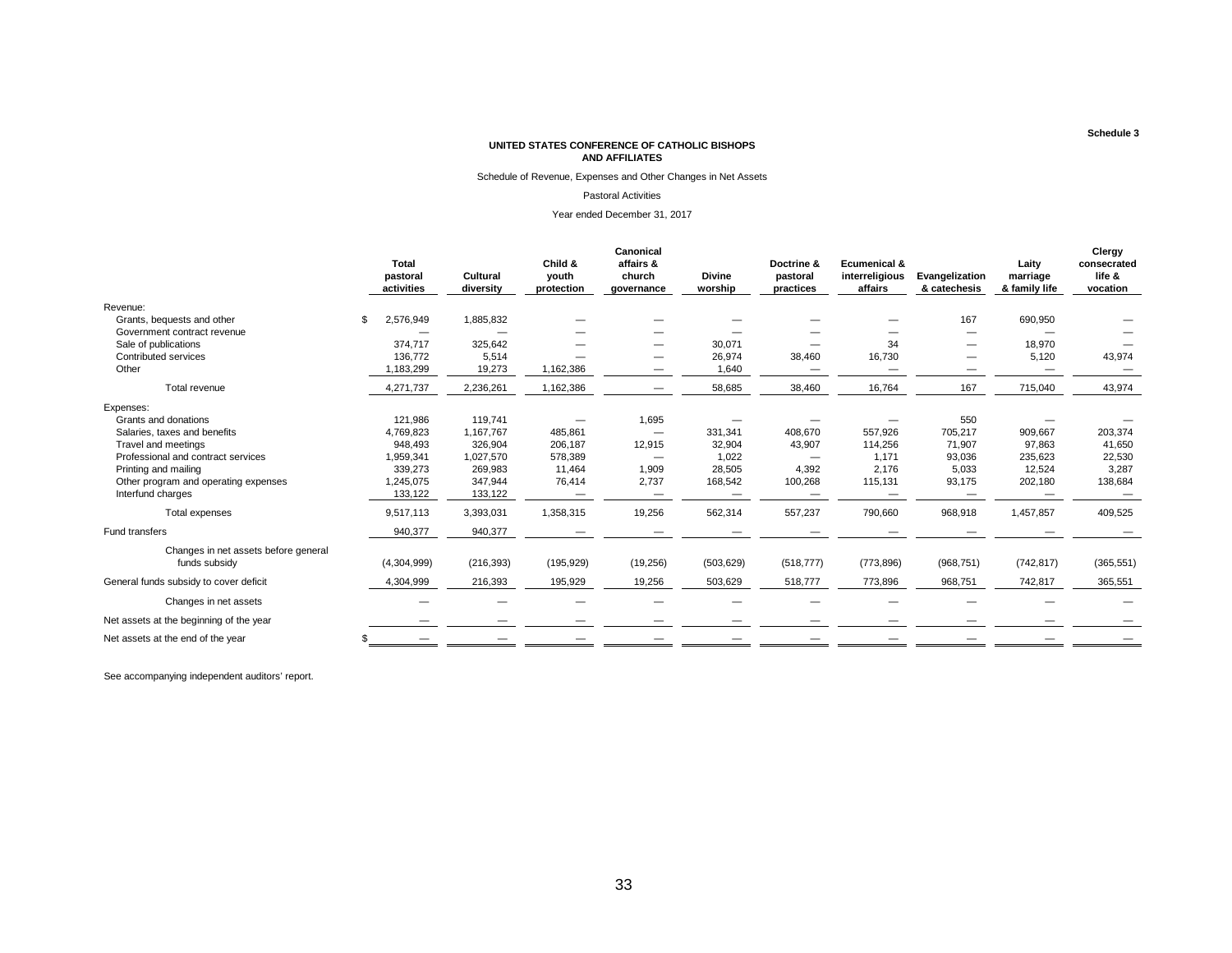Schedule 3

**UNITED STATES CONFERENCE OF CATHOLIC BISHOPS AND AFFILIATES**

Schedule of Revenue, Expenses and Other Changes in Net Assets

Pastoral Activities

Year ended December 31, 2017

| | Total pastoral activities | Cultural diversity | Child & youth protection | Canonical affairs & church governance | Divine worship | Doctrine & pastoral practices | Ecumenical & interreligious affairs | Evangelization & catechesis | Laity marriage & family life | Clergy consecrated life & vocation |
|---|---|---|---|---|---|---|---|---|---|---|
| Revenue: | | | | | | | | | | |
| Grants, bequests and other | $ 2,576,949 | 1,885,832 | — | — | — | — | — | 167 | 690,950 | — |
| Government contract revenue | — | — | — | — | — | — | — | — | — | — |
| Sale of publications | 374,717 | 325,642 | — | — | 30,071 | — | 34 | — | 18,970 | — |
| Contributed services | 136,772 | 5,514 | — | — | 26,974 | 38,460 | 16,730 | — | 5,120 | 43,974 |
| Other | 1,183,299 | 19,273 | 1,162,386 | — | 1,640 | — | — | — | — | — |
| Total revenue | 4,271,737 | 2,236,261 | 1,162,386 | — | 58,685 | 38,460 | 16,764 | 167 | 715,040 | 43,974 |
| Expenses: | | | | | | | | | | |
| Grants and donations | 121,986 | 119,741 | — | 1,695 | — | — | — | 550 | — | — |
| Salaries, taxes and benefits | 4,769,823 | 1,167,767 | 485,861 | — | 331,341 | 408,670 | 557,926 | 705,217 | 909,667 | 203,374 |
| Travel and meetings | 948,493 | 326,904 | 206,187 | 12,915 | 32,904 | 43,907 | 114,256 | 71,907 | 97,863 | 41,650 |
| Professional and contract services | 1,959,341 | 1,027,570 | 578,389 | — | 1,022 | — | 1,171 | 93,036 | 235,623 | 22,530 |
| Printing and mailing | 339,273 | 269,983 | 11,464 | 1,909 | 28,505 | 4,392 | 2,176 | 5,033 | 12,524 | 3,287 |
| Other program and operating expenses | 1,245,075 | 347,944 | 76,414 | 2,737 | 168,542 | 100,268 | 115,131 | 93,175 | 202,180 | 138,684 |
| Interfund charges | 133,122 | 133,122 | — | — | — | — | — | — | — | — |
| Total expenses | 9,517,113 | 3,393,031 | 1,358,315 | 19,256 | 562,314 | 557,237 | 790,660 | 968,918 | 1,457,857 | 409,525 |
| Fund transfers | 940,377 | 940,377 | — | — | — | — | — | — | — | — |
| Changes in net assets before general funds subsidy | (4,304,999) | (216,393) | (195,929) | (19,256) | (503,629) | (518,777) | (773,896) | (968,751) | (742,817) | (365,551) |
| General funds subsidy to cover deficit | 4,304,999 | 216,393 | 195,929 | 19,256 | 503,629 | 518,777 | 773,896 | 968,751 | 742,817 | 365,551 |
| Changes in net assets | — | — | — | — | — | — | — | — | — | — |
| Net assets at the beginning of the year | — | — | — | — | — | — | — | — | — | — |
| Net assets at the end of the year | $ — | — | — | — | — | — | — | — | — | — |

See accompanying independent auditors' report.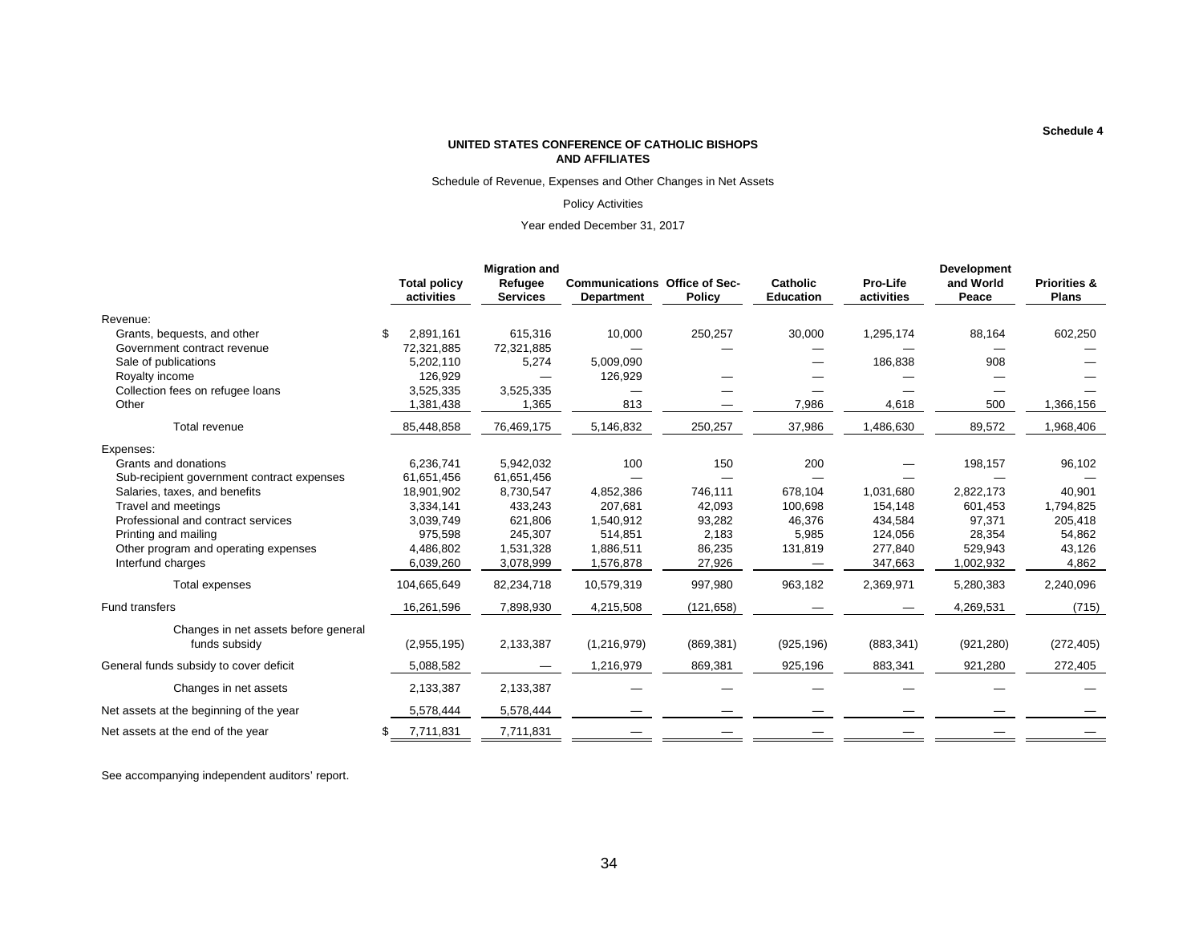Schedule 4

**UNITED STATES CONFERENCE OF CATHOLIC BISHOPS AND AFFILIATES**

Schedule of Revenue, Expenses and Other Changes in Net Assets

Policy Activities

Year ended December 31, 2017

| | Total policy activities | Migration and Refugee Services | Communications Department | Office of Sec-Policy | Catholic Education | Pro-Life activities | Development and World Peace | Priorities & Plans |
|---|---|---|---|---|---|---|---|---|
| Revenue: | | | | | | | | |
| Grants, bequests, and other | $ 2,891,161 | 615,316 | 10,000 | 250,257 | 30,000 | 1,295,174 | 88,164 | 602,250 |
| Government contract revenue | 72,321,885 | 72,321,885 | — | — | — | — | — | — |
| Sale of publications | 5,202,110 | 5,274 | 5,009,090 | | — | 186,838 | 908 | — |
| Royalty income | 126,929 | — | 126,929 | — | — | — | — | — |
| Collection fees on refugee loans | 3,525,335 | 3,525,335 | — | — | — | — | — | — |
| Other | 1,381,438 | 1,365 | 813 | — | 7,986 | 4,618 | 500 | 1,366,156 |
| Total revenue | 85,448,858 | 76,469,175 | 5,146,832 | 250,257 | 37,986 | 1,486,630 | 89,572 | 1,968,406 |
| Expenses: | | | | | | | | |
| Grants and donations | 6,236,741 | 5,942,032 | 100 | 150 | 200 | — | 198,157 | 96,102 |
| Sub-recipient government contract expenses | 61,651,456 | 61,651,456 | — | — | — | — | — | — |
| Salaries, taxes, and benefits | 18,901,902 | 8,730,547 | 4,852,386 | 746,111 | 678,104 | 1,031,680 | 2,822,173 | 40,901 |
| Travel and meetings | 3,334,141 | 433,243 | 207,681 | 42,093 | 100,698 | 154,148 | 601,453 | 1,794,825 |
| Professional and contract services | 3,039,749 | 621,806 | 1,540,912 | 93,282 | 46,376 | 434,584 | 97,371 | 205,418 |
| Printing and mailing | 975,598 | 245,307 | 514,851 | 2,183 | 5,985 | 124,056 | 28,354 | 54,862 |
| Other program and operating expenses | 4,486,802 | 1,531,328 | 1,886,511 | 86,235 | 131,819 | 277,840 | 529,943 | 43,126 |
| Interfund charges | 6,039,260 | 3,078,999 | 1,576,878 | 27,926 | — | 347,663 | 1,002,932 | 4,862 |
| Total expenses | 104,665,649 | 82,234,718 | 10,579,319 | 997,980 | 963,182 | 2,369,971 | 5,280,383 | 2,240,096 |
| Fund transfers | 16,261,596 | 7,898,930 | 4,215,508 | (121,658) | — | — | 4,269,531 | (715) |
| Changes in net assets before general funds subsidy | (2,955,195) | 2,133,387 | (1,216,979) | (869,381) | (925,196) | (883,341) | (921,280) | (272,405) |
| General funds subsidy to cover deficit | 5,088,582 | — | 1,216,979 | 869,381 | 925,196 | 883,341 | 921,280 | 272,405 |
| Changes in net assets | 2,133,387 | 2,133,387 | — | — | — | — | — | — |
| Net assets at the beginning of the year | 5,578,444 | 5,578,444 | — | — | — | — | — | — |
| Net assets at the end of the year | $ 7,711,831 | 7,711,831 | — | — | — | — | — | — |

See accompanying independent auditors' report.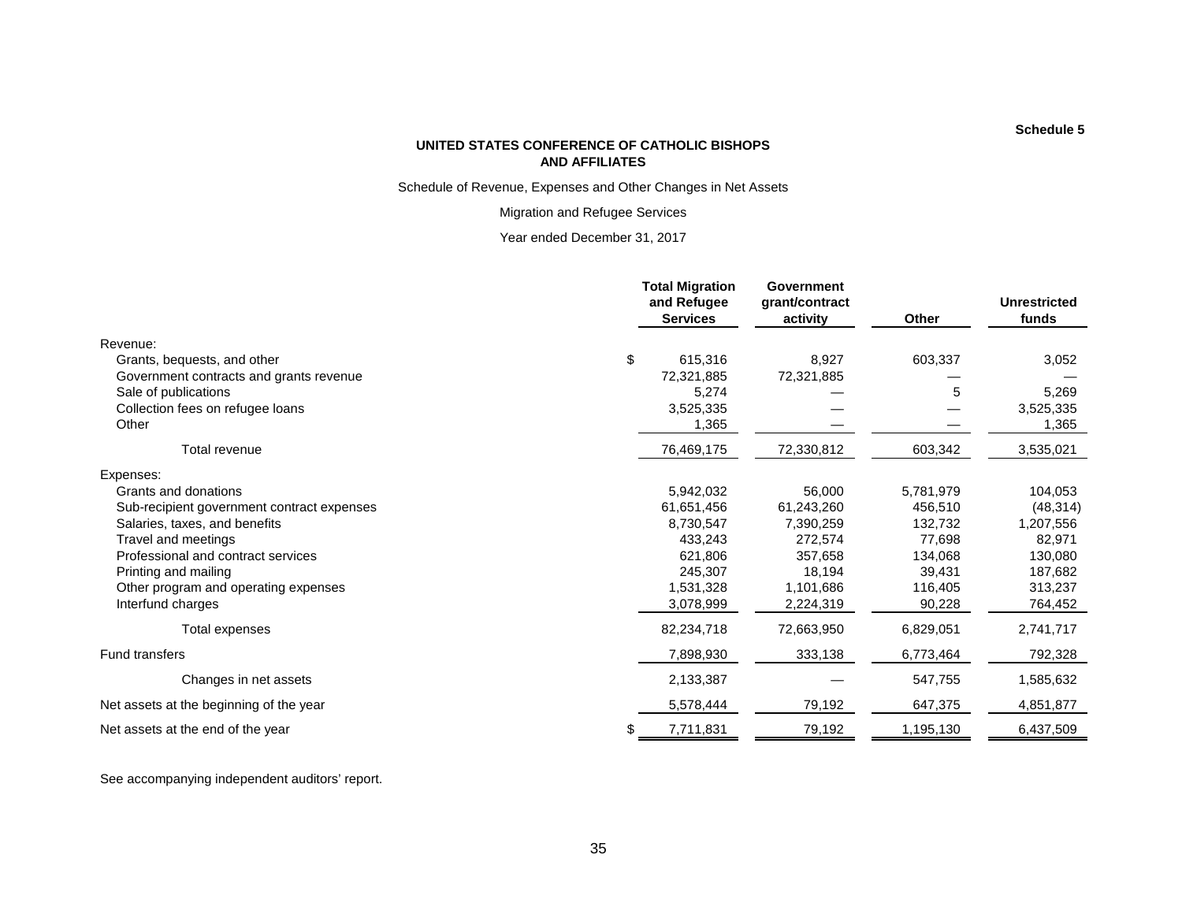**Schedule 5**

**UNITED STATES CONFERENCE OF CATHOLIC BISHOPS AND AFFILIATES**

Schedule of Revenue, Expenses and Other Changes in Net Assets

Migration and Refugee Services

Year ended December 31, 2017

| | Total Migration and Refugee Services | Government grant/contract activity | Other | Unrestricted funds |
|---|---|---|---|---|
| Revenue: | | | | |
| Grants, bequests, and other | $ 615,316 | 8,927 | 603,337 | 3,052 |
| Government contracts and grants revenue | 72,321,885 | 72,321,885 | — | — |
| Sale of publications | 5,274 | — | 5 | 5,269 |
| Collection fees on refugee loans | 3,525,335 | — | — | 3,525,335 |
| Other | 1,365 | — | — | 1,365 |
| Total revenue | 76,469,175 | 72,330,812 | 603,342 | 3,535,021 |
| Expenses: | | | | |
| Grants and donations | 5,942,032 | 56,000 | 5,781,979 | 104,053 |
| Sub-recipient government contract expenses | 61,651,456 | 61,243,260 | 456,510 | (48,314) |
| Salaries, taxes, and benefits | 8,730,547 | 7,390,259 | 132,732 | 1,207,556 |
| Travel and meetings | 433,243 | 272,574 | 77,698 | 82,971 |
| Professional and contract services | 621,806 | 357,658 | 134,068 | 130,080 |
| Printing and mailing | 245,307 | 18,194 | 39,431 | 187,682 |
| Other program and operating expenses | 1,531,328 | 1,101,686 | 116,405 | 313,237 |
| Interfund charges | 3,078,999 | 2,224,319 | 90,228 | 764,452 |
| Total expenses | 82,234,718 | 72,663,950 | 6,829,051 | 2,741,717 |
| Fund transfers | 7,898,930 | 333,138 | 6,773,464 | 792,328 |
| Changes in net assets | 2,133,387 | — | 547,755 | 1,585,632 |
| Net assets at the beginning of the year | 5,578,444 | 79,192 | 647,375 | 4,851,877 |
| Net assets at the end of the year | $ 7,711,831 | 79,192 | 1,195,130 | 6,437,509 |

See accompanying independent auditors' report.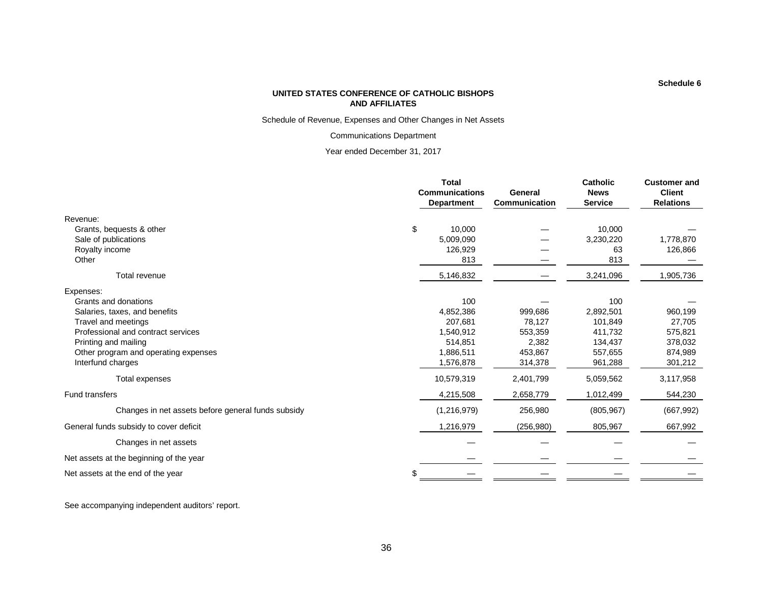Schedule 6

**UNITED STATES CONFERENCE OF CATHOLIC BISHOPS AND AFFILIATES**

Schedule of Revenue, Expenses and Other Changes in Net Assets

Communications Department

Year ended December 31, 2017

| | Total Communications Department | General Communication | Catholic News Service | Customer and Client Relations |
|---|---|---|---|---|
| Revenue: | | | | |
| Grants, bequests & other | $ 10,000 | — | 10,000 | — |
| Sale of publications | 5,009,090 | — | 3,230,220 | 1,778,870 |
| Royalty income | 126,929 | — | 63 | 126,866 |
| Other | 813 | — | 813 | — |
| Total revenue | 5,146,832 | — | 3,241,096 | 1,905,736 |
| Expenses: | | | | |
| Grants and donations | 100 | — | 100 | — |
| Salaries, taxes, and benefits | 4,852,386 | 999,686 | 2,892,501 | 960,199 |
| Travel and meetings | 207,681 | 78,127 | 101,849 | 27,705 |
| Professional and contract services | 1,540,912 | 553,359 | 411,732 | 575,821 |
| Printing and mailing | 514,851 | 2,382 | 134,437 | 378,032 |
| Other program and operating expenses | 1,886,511 | 453,867 | 557,655 | 874,989 |
| Interfund charges | 1,576,878 | 314,378 | 961,288 | 301,212 |
| Total expenses | 10,579,319 | 2,401,799 | 5,059,562 | 3,117,958 |
| Fund transfers | 4,215,508 | 2,658,779 | 1,012,499 | 544,230 |
| Changes in net assets before general funds subsidy | (1,216,979) | 256,980 | (805,967) | (667,992) |
| General funds subsidy to cover deficit | 1,216,979 | (256,980) | 805,967 | 667,992 |
| Changes in net assets | — | — | — | — |
| Net assets at the beginning of the year | — | — | — | — |
| Net assets at the end of the year | $ — | — | — | — |

See accompanying independent auditors' report.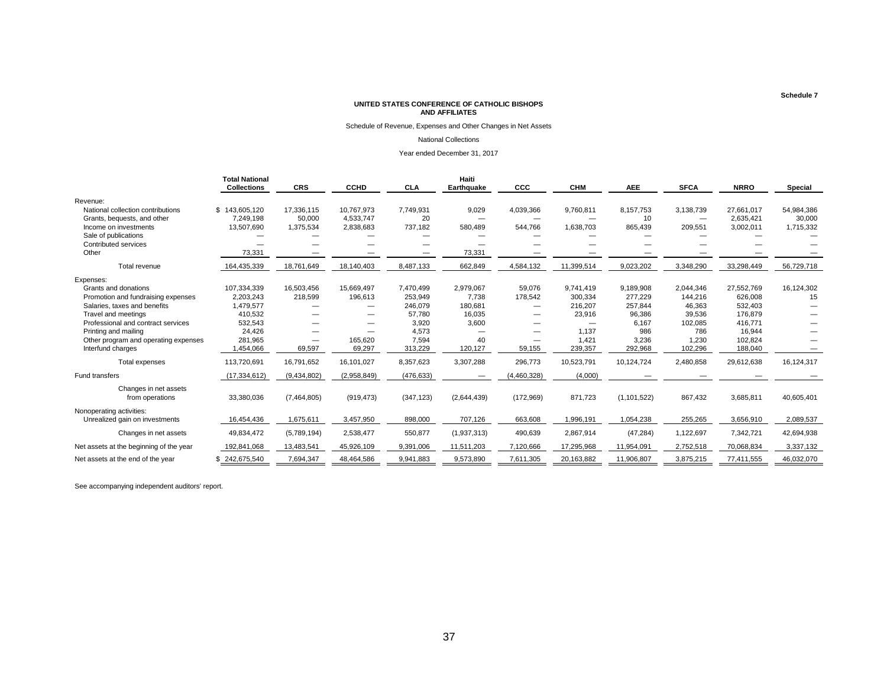Schedule 7

**UNITED STATES CONFERENCE OF CATHOLIC BISHOPS AND AFFILIATES**

Schedule of Revenue, Expenses and Other Changes in Net Assets

National Collections

Year ended December 31, 2017

| | Total National Collections | CRS | CCHD | CLA | Haiti Earthquake | CCC | CHM | AEE | SFCA | NRRO | Special |
|---|---|---|---|---|---|---|---|---|---|---|---|
| Revenue: | | | | | | | | | | | |
| National collection contributions | $ 143,605,120 | 17,336,115 | 10,767,973 | 7,749,931 | 9,029 | 4,039,366 | 9,760,811 | 8,157,753 | 3,138,739 | 27,661,017 | 54,984,386 |
| Grants, bequests, and other | 7,249,198 | 50,000 | 4,533,747 | 20 | — | — | — | 10 | — | 2,635,421 | 30,000 |
| Income on investments | 13,507,690 | 1,375,534 | 2,838,683 | 737,182 | 580,489 | 544,766 | 1,638,703 | 865,439 | 209,551 | 3,002,011 | 1,715,332 |
| Sale of publications | — | — | — | — | — | — | — | — | — | — | — |
| Contributed services | — | — | — | — | — | — | — | — | — | — | — |
| Other | 73,331 | — | — | — | 73,331 | — | — | — | — | — | — |
| Total revenue | 164,435,339 | 18,761,649 | 18,140,403 | 8,487,133 | 662,849 | 4,584,132 | 11,399,514 | 9,023,202 | 3,348,290 | 33,298,449 | 56,729,718 |
| Expenses: | | | | | | | | | | | |
| Grants and donations | 107,334,339 | 16,503,456 | 15,669,497 | 7,470,499 | 2,979,067 | 59,076 | 9,741,419 | 9,189,908 | 2,044,346 | 27,552,769 | 16,124,302 |
| Promotion and fundraising expenses | 2,203,243 | 218,599 | 196,613 | 253,949 | 7,738 | 178,542 | 300,334 | 277,229 | 144,216 | 626,008 | 15 |
| Salaries, taxes and benefits | 1,479,577 | — | — | 246,079 | 180,681 | — | 216,207 | 257,844 | 46,363 | 532,403 | — |
| Travel and meetings | 410,532 | — | — | 57,780 | 16,035 | — | 23,916 | 96,386 | 39,536 | 176,879 | — |
| Professional and contract services | 532,543 | — | — | 3,920 | 3,600 | — | — | 6,167 | 102,085 | 416,771 | — |
| Printing and mailing | 24,426 | — | — | 4,573 | — | — | 1,137 | 986 | 786 | 16,944 | — |
| Other program and operating expenses | 281,965 | — | 165,620 | 7,594 | 40 | — | 1,421 | 3,236 | 1,230 | 102,824 | — |
| Interfund charges | 1,454,066 | 69,597 | 69,297 | 313,229 | 120,127 | 59,155 | 239,357 | 292,968 | 102,296 | 188,040 | — |
| Total expenses | 113,720,691 | 16,791,652 | 16,101,027 | 8,357,623 | 3,307,288 | 296,773 | 10,523,791 | 10,124,724 | 2,480,858 | 29,612,638 | 16,124,317 |
| Fund transfers | (17,334,612) | (9,434,802) | (2,958,849) | (476,633) | — | (4,460,328) | (4,000) | — | — | — | — |
| Changes in net assets from operations | 33,380,036 | (7,464,805) | (919,473) | (347,123) | (2,644,439) | (172,969) | 871,723 | (1,101,522) | 867,432 | 3,685,811 | 40,605,401 |
| Nonoperating activities: | | | | | | | | | | | |
| Unrealized gain on investments | 16,454,436 | 1,675,611 | 3,457,950 | 898,000 | 707,126 | 663,608 | 1,996,191 | 1,054,238 | 255,265 | 3,656,910 | 2,089,537 |
| Changes in net assets | 49,834,472 | (5,789,194) | 2,538,477 | 550,877 | (1,937,313) | 490,639 | 2,867,914 | (47,284) | 1,122,697 | 7,342,721 | 42,694,938 |
| Net assets at the beginning of the year | 192,841,068 | 13,483,541 | 45,926,109 | 9,391,006 | 11,511,203 | 7,120,666 | 17,295,968 | 11,954,091 | 2,752,518 | 70,068,834 | 3,337,132 |
| Net assets at the end of the year | $ 242,675,540 | 7,694,347 | 48,464,586 | 9,941,883 | 9,573,890 | 7,611,305 | 20,163,882 | 11,906,807 | 3,875,215 | 77,411,555 | 46,032,070 |

See accompanying independent auditors' report.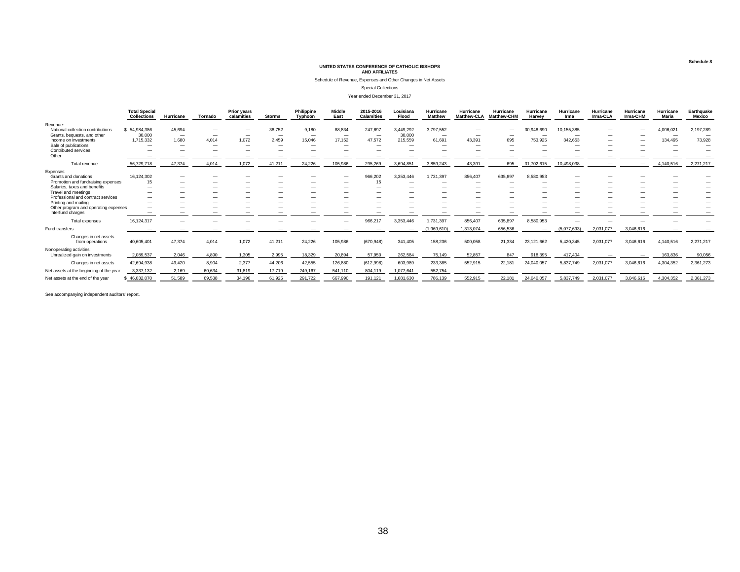Schedule 8

# UNITED STATES CONFERENCE OF CATHOLIC BISHOPS AND AFFILIATES

Schedule of Revenue, Expenses and Other Changes in Net Assets

Special Collections

Year ended December 31, 2017

| | Total Special Collections | Hurricane | Tornado | Prior years calamities | Storms | Philippine Typhoon | Middle East | 2015-2016 Calamities | Louisiana Flood | Hurricane Matthew | Hurricane Matthew-CLA | Hurricane Matthew-CHM | Hurricane Harvey | Hurricane Irma | Hurricane Irma-CLA | Hurricane Irma-CHM | Hurricane Maria | Earthquake Mexico |
|---|---|---|---|---|---|---|---|---|---|---|---|---|---|---|---|---|---|---|
| Revenue: | | | | | | | | | | | | | | | | | | |
| National collection contributions | $ 54,984,386 | 45,694 | — | — | 38,752 | 9,180 | 88,834 | 247,697 | 3,449,292 | 3,797,552 | — | — | 30,948,690 | 10,155,385 | — | — | 4,006,021 | 2,197,289 |
| Grants, bequests, and other | 30,000 | — | — | — | — | — | — | — | 30,000 | — | — | — | — | — | — | — | — | — |
| Income on investments | 1,715,332 | 1,680 | 4,014 | 1,072 | 2,459 | 15,046 | 17,152 | 47,572 | 215,559 | 61,691 | 43,391 | 695 | 753,925 | 342,653 | — | — | 134,495 | 73,928 |
| Sale of publications | — | — | — | — | — | — | — | — | — | — | — | — | — | — | — | — | — | — |
| Contributed services | — | — | — | — | — | — | — | — | — | — | — | — | — | — | — | — | — | — |
| Other | — | — | — | — | — | — | — | — | — | — | — | — | — | — | — | — | — | — |
| Total revenue | 56,729,718 | 47,374 | 4,014 | 1,072 | 41,211 | 24,226 | 105,986 | 295,269 | 3,694,851 | 3,859,243 | 43,391 | 695 | 31,702,615 | 10,498,038 | — | — | 4,140,516 | 2,271,217 |
| Expenses: | | | | | | | | | | | | | | | | | | |
| Grants and donations | 16,124,302 | — | — | — | — | — | — | 966,202 | 3,353,446 | 1,731,397 | 856,407 | 635,897 | 8,580,953 | — | — | — | — | — |
| Promotion and fundraising expenses | 15 | — | — | — | — | — | — | 15 | — | — | — | — | — | — | — | — | — | — |
| Salaries, taxes and benefits | — | — | — | — | — | — | — | — | — | — | — | — | — | — | — | — | — | — |
| Travel and meetings | — | — | — | — | — | — | — | — | — | — | — | — | — | — | — | — | — | — |
| Professional and contract services | — | — | — | — | — | — | — | — | — | — | — | — | — | — | — | — | — | — |
| Printing and mailing | — | — | — | — | — | — | — | — | — | — | — | — | — | — | — | — | — | — |
| Other program and operating expenses | — | — | — | — | — | — | — | — | — | — | — | — | — | — | — | — | — | — |
| Interfund charges | — | — | — | — | — | — | — | — | — | — | — | — | — | — | — | — | — | — |
| Total expenses | 16,124,317 | — | — | — | — | — | — | 966,217 | 3,353,446 | 1,731,397 | 856,407 | 635,897 | 8,580,953 | — | — | — | — | — |
| Fund transfers | — | — | — | — | — | — | — | — | — | (1,969,610) | 1,313,074 | 656,536 | — | (5,077,693) | 2,031,077 | 3,046,616 | — | — |
| Changes in net assets from operations | 40,605,401 | 47,374 | 4,014 | 1,072 | 41,211 | 24,226 | 105,986 | (670,948) | 341,405 | 158,236 | 500,058 | 21,334 | 23,121,662 | 5,420,345 | 2,031,077 | 3,046,616 | 4,140,516 | 2,271,217 |
| Nonoperating activities: | | | | | | | | | | | | | | | | | | |
| Unrealized gain on investments | 2,089,537 | 2,046 | 4,890 | 1,305 | 2,995 | 18,329 | 20,894 | 57,950 | 262,584 | 75,149 | 52,857 | 847 | 918,395 | 417,404 | — | — | 163,836 | 90,056 |
| Changes in net assets | 42,694,938 | 49,420 | 8,904 | 2,377 | 44,206 | 42,555 | 126,880 | (612,998) | 603,989 | 233,385 | 552,915 | 22,181 | 24,040,057 | 5,837,749 | 2,031,077 | 3,046,616 | 4,304,352 | 2,361,273 |
| Net assets at the beginning of the year | 3,337,132 | 2,169 | 60,634 | 31,819 | 17,719 | 249,167 | 541,110 | 804,119 | 1,077,641 | 552,754 | — | — | — | — | — | — | — | — |
| Net assets at the end of the year | $ 46,032,070 | 51,589 | 69,538 | 34,196 | 61,925 | 291,722 | 667,990 | 191,121 | 1,681,630 | 786,139 | 552,915 | 22,181 | 24,040,057 | 5,837,749 | 2,031,077 | 3,046,616 | 4,304,352 | 2,361,273 |

See accompanying independent auditors' report.